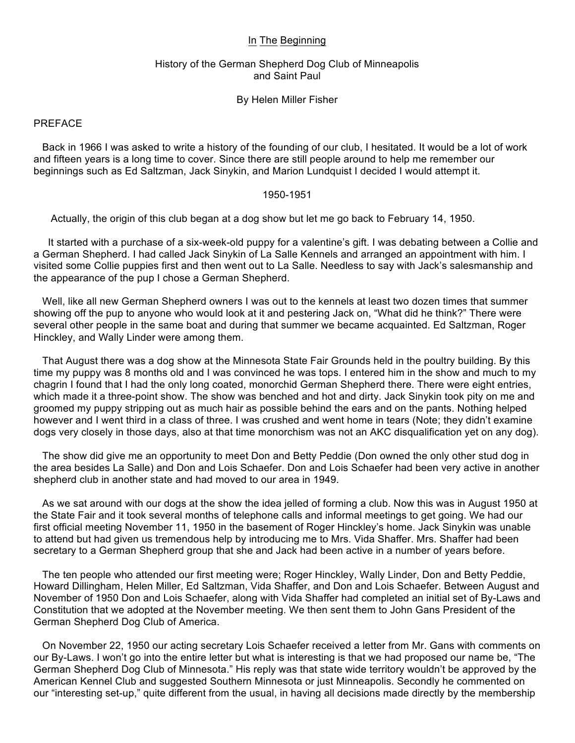# In The Beginning

## History of the German Shepherd Dog Club of Minneapolis and Saint Paul

By Helen Miller Fisher

### PREFACE

Back in 1966 I was asked to write a history of the founding of our club, I hesitated. It would be a lot of work and fifteen years is a long time to cover. Since there are still people around to help me remember our beginnings such as Ed Saltzman, Jack Sinykin, and Marion Lundquist I decided I would attempt it.

### 1950-1951

Actually, the origin of this club began at a dog show but let me go back to February 14, 1950.

It started with a purchase of a six-week-old puppy for a valentine's gift. I was debating between a Collie and a German Shepherd. I had called Jack Sinykin of La Salle Kennels and arranged an appointment with him. I visited some Collie puppies first and then went out to La Salle. Needless to say with Jack's salesmanship and the appearance of the pup I chose a German Shepherd.

Well, like all new German Shepherd owners I was out to the kennels at least two dozen times that summer showing off the pup to anyone who would look at it and pestering Jack on, "What did he think?" There were several other people in the same boat and during that summer we became acquainted. Ed Saltzman, Roger Hinckley, and Wally Linder were among them.

That August there was a dog show at the Minnesota State Fair Grounds held in the poultry building. By this time my puppy was 8 months old and I was convinced he was tops. I entered him in the show and much to my chagrin I found that I had the only long coated, monorchid German Shepherd there. There were eight entries, which made it a three-point show. The show was benched and hot and dirty. Jack Sinykin took pity on me and groomed my puppy stripping out as much hair as possible behind the ears and on the pants. Nothing helped however and I went third in a class of three. I was crushed and went home in tears (Note; they didn't examine dogs very closely in those days, also at that time monorchism was not an AKC disqualification yet on any dog).

The show did give me an opportunity to meet Don and Betty Peddie (Don owned the only other stud dog in the area besides La Salle) and Don and Lois Schaefer. Don and Lois Schaefer had been very active in another shepherd club in another state and had moved to our area in 1949.

As we sat around with our dogs at the show the idea jelled of forming a club. Now this was in August 1950 at the State Fair and it took several months of telephone calls and informal meetings to get going. We had our first official meeting November 11, 1950 in the basement of Roger Hinckley's home. Jack Sinykin was unable to attend but had given us tremendous help by introducing me to Mrs. Vida Shaffer. Mrs. Shaffer had been secretary to a German Shepherd group that she and Jack had been active in a number of years before.

The ten people who attended our first meeting were; Roger Hinckley, Wally Linder, Don and Betty Peddie, Howard Dillingham, Helen Miller, Ed Saltzman, Vida Shaffer, and Don and Lois Schaefer. Between August and November of 1950 Don and Lois Schaefer, along with Vida Shaffer had completed an initial set of By-Laws and Constitution that we adopted at the November meeting. We then sent them to John Gans President of the German Shepherd Dog Club of America.

On November 22, 1950 our acting secretary Lois Schaefer received a letter from Mr. Gans with comments on our By-Laws. I won't go into the entire letter but what is interesting is that we had proposed our name be, "The German Shepherd Dog Club of Minnesota." His reply was that state wide territory wouldn't be approved by the American Kennel Club and suggested Southern Minnesota or just Minneapolis. Secondly he commented on our "interesting set-up," quite different from the usual, in having all decisions made directly by the membership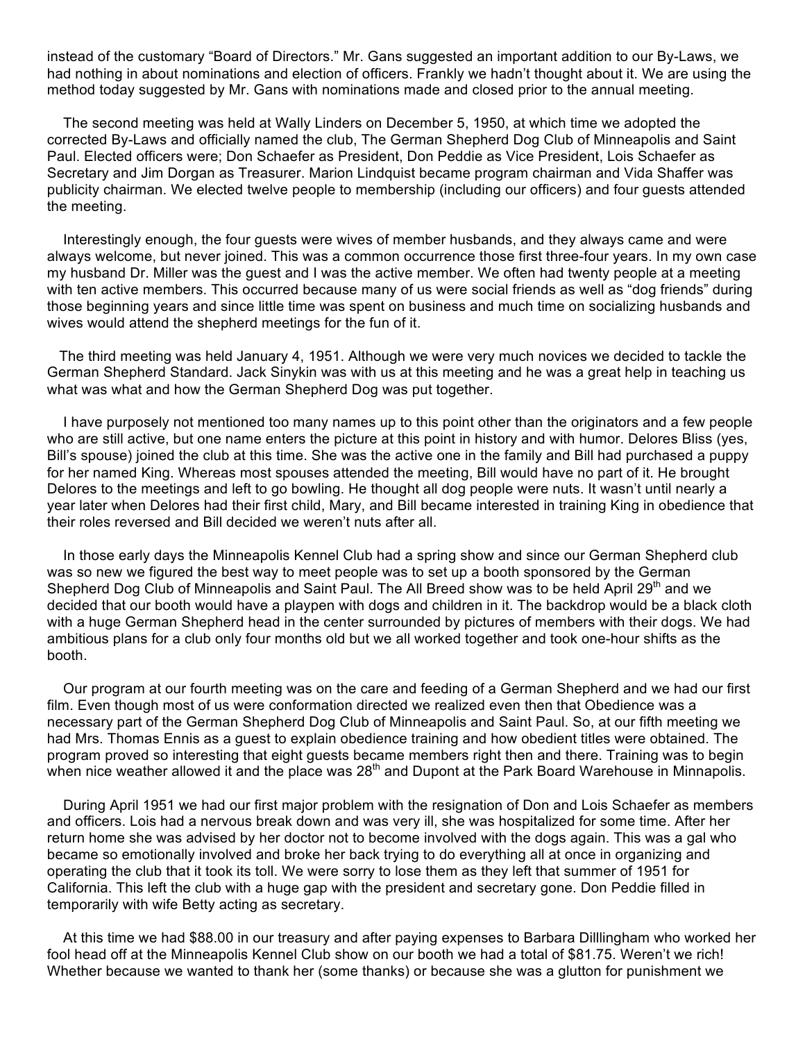instead of the customary "Board of Directors." Mr. Gans suggested an important addition to our By-Laws, we had nothing in about nominations and election of officers. Frankly we hadn't thought about it. We are using the method today suggested by Mr. Gans with nominations made and closed prior to the annual meeting.

The second meeting was held at Wally Linders on December 5, 1950, at which time we adopted the corrected By-Laws and officially named the club, The German Shepherd Dog Club of Minneapolis and Saint Paul. Elected officers were; Don Schaefer as President, Don Peddie as Vice President, Lois Schaefer as Secretary and Jim Dorgan as Treasurer. Marion Lindquist became program chairman and Vida Shaffer was publicity chairman. We elected twelve people to membership (including our officers) and four guests attended the meeting.

Interestingly enough, the four guests were wives of member husbands, and they always came and were always welcome, but never joined. This was a common occurrence those first three-four years. In my own case my husband Dr. Miller was the guest and I was the active member. We often had twenty people at a meeting with ten active members. This occurred because many of us were social friends as well as "dog friends" during those beginning years and since little time was spent on business and much time on socializing husbands and wives would attend the shepherd meetings for the fun of it.

The third meeting was held January 4, 1951. Although we were very much novices we decided to tackle the German Shepherd Standard. Jack Sinykin was with us at this meeting and he was a great help in teaching us what was what and how the German Shepherd Dog was put together.

I have purposely not mentioned too many names up to this point other than the originators and a few people who are still active, but one name enters the picture at this point in history and with humor. Delores Bliss (yes, Bill's spouse) joined the club at this time. She was the active one in the family and Bill had purchased a puppy for her named King. Whereas most spouses attended the meeting, Bill would have no part of it. He brought Delores to the meetings and left to go bowling. He thought all dog people were nuts. It wasn't until nearly a year later when Delores had their first child, Mary, and Bill became interested in training King in obedience that their roles reversed and Bill decided we weren't nuts after all.

In those early days the Minneapolis Kennel Club had a spring show and since our German Shepherd club was so new we figured the best way to meet people was to set up a booth sponsored by the German Shepherd Dog Club of Minneapolis and Saint Paul. The All Breed show was to be held April 29th and we decided that our booth would have a playpen with dogs and children in it. The backdrop would be a black cloth with a huge German Shepherd head in the center surrounded by pictures of members with their dogs. We had ambitious plans for a club only four months old but we all worked together and took one-hour shifts as the booth.

Our program at our fourth meeting was on the care and feeding of a German Shepherd and we had our first film. Even though most of us were conformation directed we realized even then that Obedience was a necessary part of the German Shepherd Dog Club of Minneapolis and Saint Paul. So, at our fifth meeting we had Mrs. Thomas Ennis as a guest to explain obedience training and how obedient titles were obtained. The program proved so interesting that eight guests became members right then and there. Training was to begin when nice weather allowed it and the place was 28th and Dupont at the Park Board Warehouse in Minneapolis.

During April 1951 we had our first major problem with the resignation of Don and Lois Schaefer as members and officers. Lois had a nervous break down and was very ill, she was hospitalized for some time. After her return home she was advised by her doctor not to become involved with the dogs again. This was a gal who became so emotionally involved and broke her back trying to do everything all at once in organizing and operating the club that it took its toll. We were sorry to lose them as they left that summer of 1951 for California. This left the club with a huge gap with the president and secretary gone. Don Peddie filled in temporarily with wife Betty acting as secretary.

At this time we had $88.00 in our treasury and after paying expenses to Barbara Dilllingham who worked her fool head off at the Minneapolis Kennel Club show on our booth we had a total of $81.75. Weren't we rich! Whether because we wanted to thank her (some thanks) or because she was a glutton for punishment we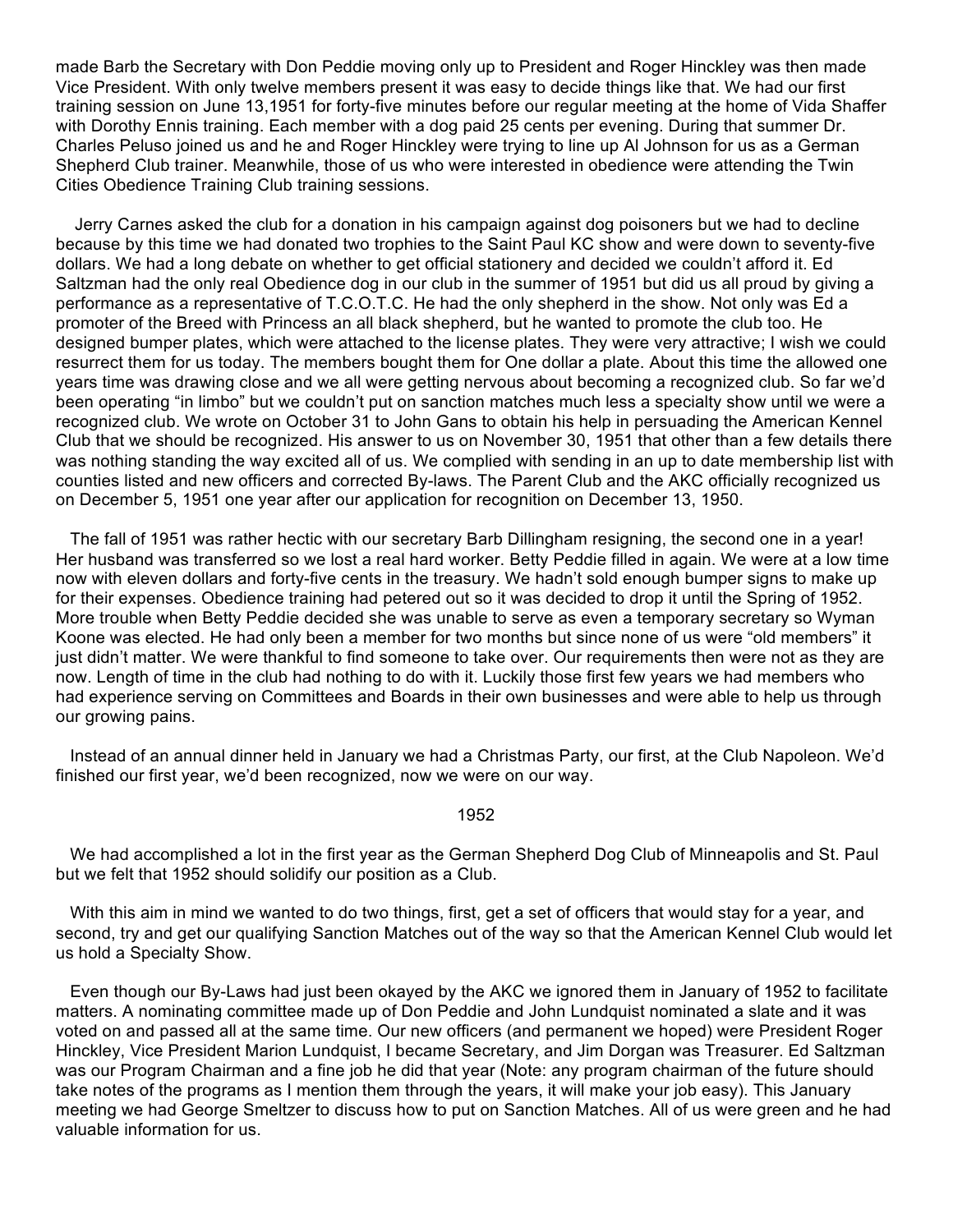made Barb the Secretary with Don Peddie moving only up to President and Roger Hinckley was then made Vice President. With only twelve members present it was easy to decide things like that. We had our first training session on June 13,1951 for forty-five minutes before our regular meeting at the home of Vida Shaffer with Dorothy Ennis training. Each member with a dog paid 25 cents per evening. During that summer Dr. Charles Peluso joined us and he and Roger Hinckley were trying to line up Al Johnson for us as a German Shepherd Club trainer. Meanwhile, those of us who were interested in obedience were attending the Twin Cities Obedience Training Club training sessions.

Jerry Carnes asked the club for a donation in his campaign against dog poisoners but we had to decline because by this time we had donated two trophies to the Saint Paul KC show and were down to seventy-five dollars. We had a long debate on whether to get official stationery and decided we couldn't afford it. Ed Saltzman had the only real Obedience dog in our club in the summer of 1951 but did us all proud by giving a performance as a representative of T.C.O.T.C. He had the only shepherd in the show. Not only was Ed a promoter of the Breed with Princess an all black shepherd, but he wanted to promote the club too. He designed bumper plates, which were attached to the license plates. They were very attractive; I wish we could resurrect them for us today. The members bought them for One dollar a plate. About this time the allowed one years time was drawing close and we all were getting nervous about becoming a recognized club. So far we'd been operating "in limbo" but we couldn't put on sanction matches much less a specialty show until we were a recognized club. We wrote on October 31 to John Gans to obtain his help in persuading the American Kennel Club that we should be recognized. His answer to us on November 30, 1951 that other than a few details there was nothing standing the way excited all of us. We complied with sending in an up to date membership list with counties listed and new officers and corrected By-laws. The Parent Club and the AKC officially recognized us on December 5, 1951 one year after our application for recognition on December 13, 1950.

The fall of 1951 was rather hectic with our secretary Barb Dillingham resigning, the second one in a year! Her husband was transferred so we lost a real hard worker. Betty Peddie filled in again. We were at a low time now with eleven dollars and forty-five cents in the treasury. We hadn't sold enough bumper signs to make up for their expenses. Obedience training had petered out so it was decided to drop it until the Spring of 1952. More trouble when Betty Peddie decided she was unable to serve as even a temporary secretary so Wyman Koone was elected. He had only been a member for two months but since none of us were "old members" it just didn't matter. We were thankful to find someone to take over. Our requirements then were not as they are now. Length of time in the club had nothing to do with it. Luckily those first few years we had members who had experience serving on Committees and Boards in their own businesses and were able to help us through our growing pains.

Instead of an annual dinner held in January we had a Christmas Party, our first, at the Club Napoleon. We'd finished our first year, we'd been recognized, now we were on our way.

## 1952

We had accomplished a lot in the first year as the German Shepherd Dog Club of Minneapolis and St. Paul but we felt that 1952 should solidify our position as a Club.

With this aim in mind we wanted to do two things, first, get a set of officers that would stay for a year, and second, try and get our qualifying Sanction Matches out of the way so that the American Kennel Club would let us hold a Specialty Show.

Even though our By-Laws had just been okayed by the AKC we ignored them in January of 1952 to facilitate matters. A nominating committee made up of Don Peddie and John Lundquist nominated a slate and it was voted on and passed all at the same time. Our new officers (and permanent we hoped) were President Roger Hinckley, Vice President Marion Lundquist, I became Secretary, and Jim Dorgan was Treasurer. Ed Saltzman was our Program Chairman and a fine job he did that year (Note: any program chairman of the future should take notes of the programs as I mention them through the years, it will make your job easy). This January meeting we had George Smeltzer to discuss how to put on Sanction Matches. All of us were green and he had valuable information for us.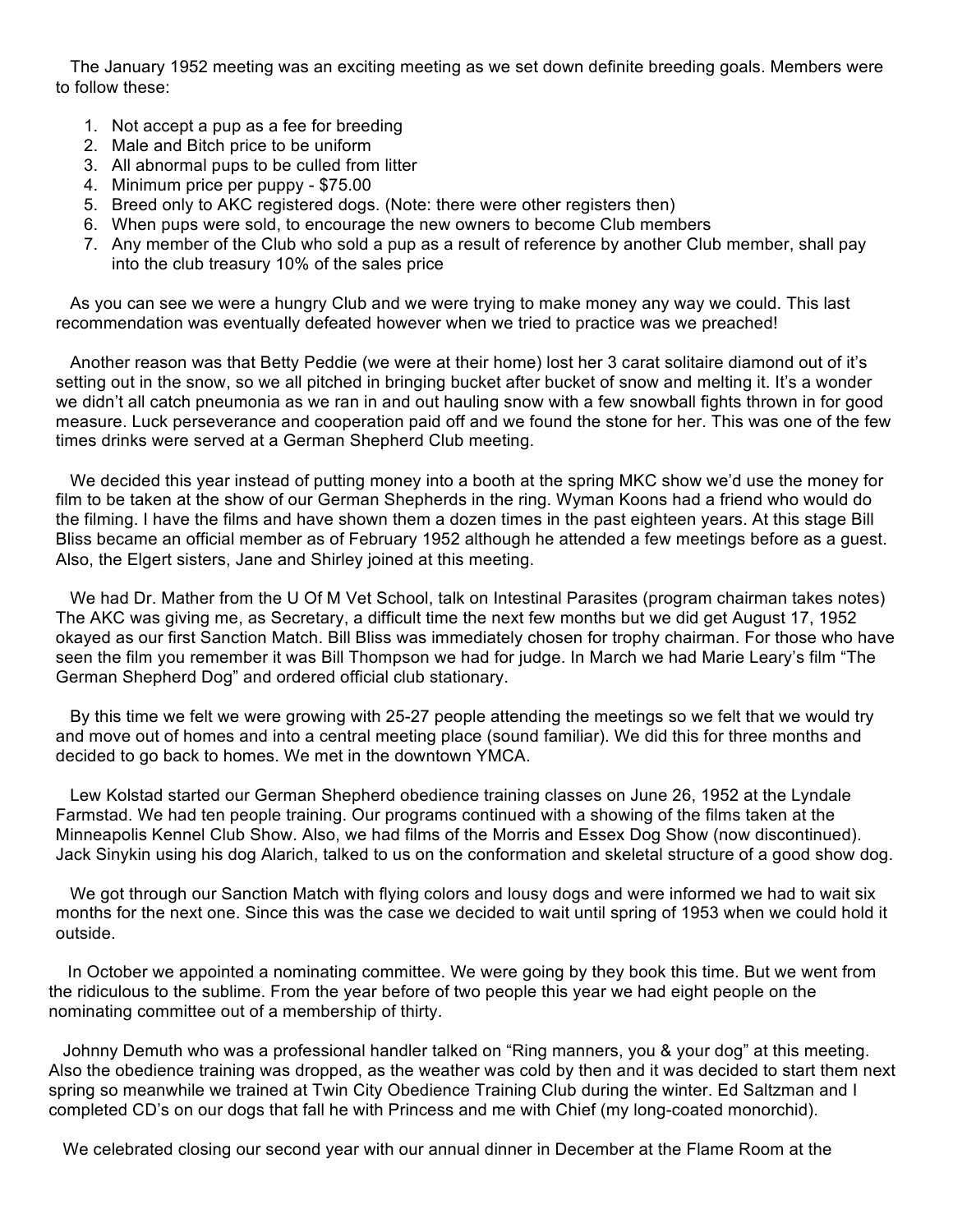The January 1952 meeting was an exciting meeting as we set down definite breeding goals. Members were to follow these:

1. Not accept a pup as a fee for breeding
2. Male and Bitch price to be uniform
3. All abnormal pups to be culled from litter
4. Minimum price per puppy - $75.00
5. Breed only to AKC registered dogs. (Note: there were other registers then)
6. When pups were sold, to encourage the new owners to become Club members
7. Any member of the Club who sold a pup as a result of reference by another Club member, shall pay into the club treasury 10% of the sales price

As you can see we were a hungry Club and we were trying to make money any way we could. This last recommendation was eventually defeated however when we tried to practice was we preached!

Another reason was that Betty Peddie (we were at their home) lost her 3 carat solitaire diamond out of it's setting out in the snow, so we all pitched in bringing bucket after bucket of snow and melting it. It's a wonder we didn't all catch pneumonia as we ran in and out hauling snow with a few snowball fights thrown in for good measure. Luck perseverance and cooperation paid off and we found the stone for her. This was one of the few times drinks were served at a German Shepherd Club meeting.

We decided this year instead of putting money into a booth at the spring MKC show we'd use the money for film to be taken at the show of our German Shepherds in the ring. Wyman Koons had a friend who would do the filming. I have the films and have shown them a dozen times in the past eighteen years. At this stage Bill Bliss became an official member as of February 1952 although he attended a few meetings before as a guest. Also, the Elgert sisters, Jane and Shirley joined at this meeting.

We had Dr. Mather from the U Of M Vet School, talk on Intestinal Parasites (program chairman takes notes) The AKC was giving me, as Secretary, a difficult time the next few months but we did get August 17, 1952 okayed as our first Sanction Match. Bill Bliss was immediately chosen for trophy chairman. For those who have seen the film you remember it was Bill Thompson we had for judge. In March we had Marie Leary's film "The German Shepherd Dog" and ordered official club stationary.

By this time we felt we were growing with 25-27 people attending the meetings so we felt that we would try and move out of homes and into a central meeting place (sound familiar). We did this for three months and decided to go back to homes. We met in the downtown YMCA.

Lew Kolstad started our German Shepherd obedience training classes on June 26, 1952 at the Lyndale Farmstad. We had ten people training. Our programs continued with a showing of the films taken at the Minneapolis Kennel Club Show. Also, we had films of the Morris and Essex Dog Show (now discontinued). Jack Sinykin using his dog Alarich, talked to us on the conformation and skeletal structure of a good show dog.

We got through our Sanction Match with flying colors and lousy dogs and were informed we had to wait six months for the next one. Since this was the case we decided to wait until spring of 1953 when we could hold it outside.

In October we appointed a nominating committee. We were going by they book this time. But we went from the ridiculous to the sublime. From the year before of two people this year we had eight people on the nominating committee out of a membership of thirty.

Johnny Demuth who was a professional handler talked on "Ring manners, you & your dog" at this meeting. Also the obedience training was dropped, as the weather was cold by then and it was decided to start them next spring so meanwhile we trained at Twin City Obedience Training Club during the winter. Ed Saltzman and I completed CD's on our dogs that fall he with Princess and me with Chief (my long-coated monorchid).

We celebrated closing our second year with our annual dinner in December at the Flame Room at the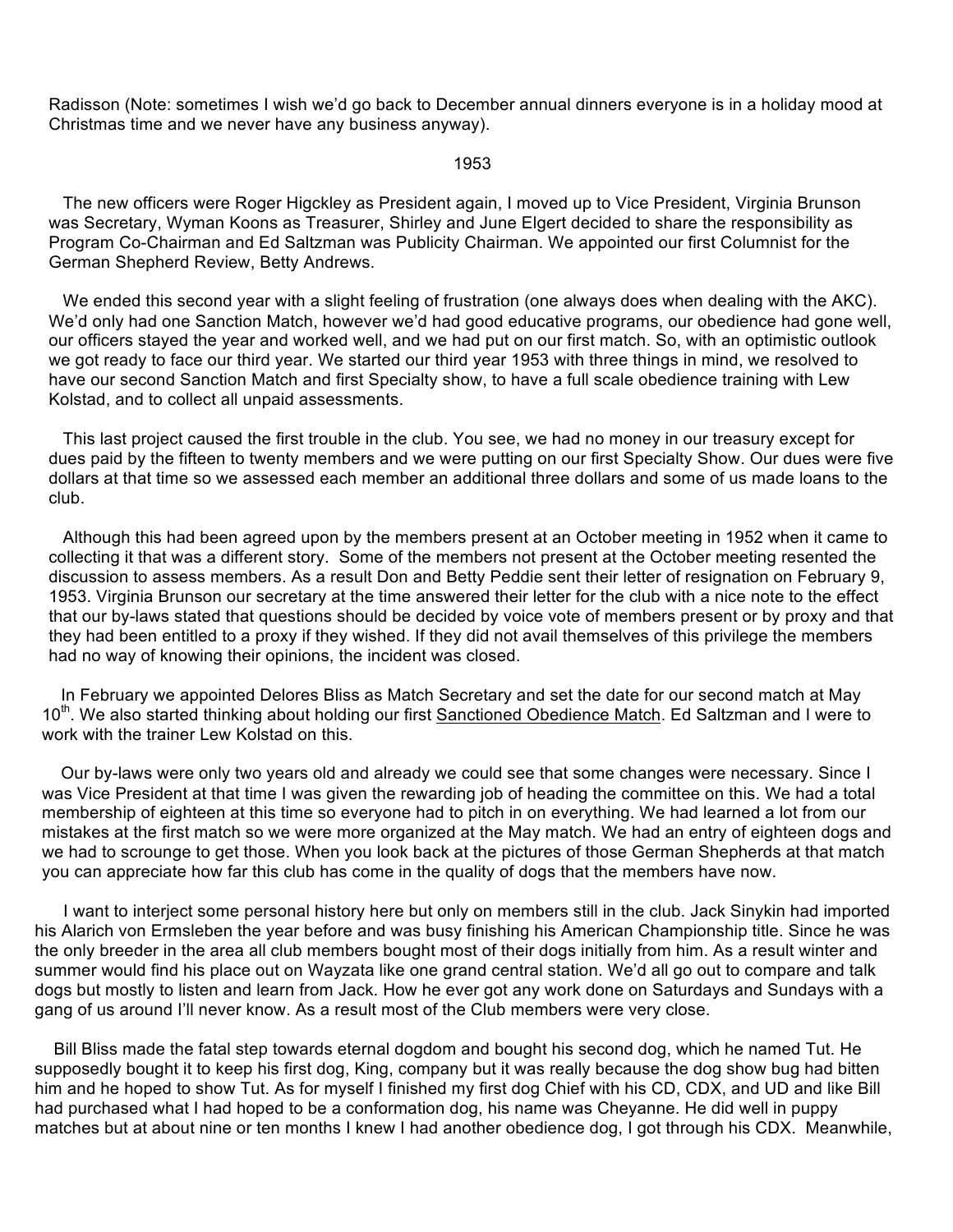Radisson (Note: sometimes I wish we'd go back to December annual dinners everyone is in a holiday mood at Christmas time and we never have any business anyway).

1953

The new officers were Roger Higckley as President again, I moved up to Vice President, Virginia Brunson was Secretary, Wyman Koons as Treasurer, Shirley and June Elgert decided to share the responsibility as Program Co-Chairman and Ed Saltzman was Publicity Chairman. We appointed our first Columnist for the German Shepherd Review, Betty Andrews.

We ended this second year with a slight feeling of frustration (one always does when dealing with the AKC). We'd only had one Sanction Match, however we'd had good educative programs, our obedience had gone well, our officers stayed the year and worked well, and we had put on our first match. So, with an optimistic outlook we got ready to face our third year. We started our third year 1953 with three things in mind, we resolved to have our second Sanction Match and first Specialty show, to have a full scale obedience training with Lew Kolstad, and to collect all unpaid assessments.

This last project caused the first trouble in the club. You see, we had no money in our treasury except for dues paid by the fifteen to twenty members and we were putting on our first Specialty Show. Our dues were five dollars at that time so we assessed each member an additional three dollars and some of us made loans to the club.

Although this had been agreed upon by the members present at an October meeting in 1952 when it came to collecting it that was a different story. Some of the members not present at the October meeting resented the discussion to assess members. As a result Don and Betty Peddie sent their letter of resignation on February 9, 1953. Virginia Brunson our secretary at the time answered their letter for the club with a nice note to the effect that our by-laws stated that questions should be decided by voice vote of members present or by proxy and that they had been entitled to a proxy if they wished. If they did not avail themselves of this privilege the members had no way of knowing their opinions, the incident was closed.

In February we appointed Delores Bliss as Match Secretary and set the date for our second match at May 10th. We also started thinking about holding our first Sanctioned Obedience Match. Ed Saltzman and I were to work with the trainer Lew Kolstad on this.

Our by-laws were only two years old and already we could see that some changes were necessary. Since I was Vice President at that time I was given the rewarding job of heading the committee on this. We had a total membership of eighteen at this time so everyone had to pitch in on everything. We had learned a lot from our mistakes at the first match so we were more organized at the May match. We had an entry of eighteen dogs and we had to scrounge to get those. When you look back at the pictures of those German Shepherds at that match you can appreciate how far this club has come in the quality of dogs that the members have now.

I want to interject some personal history here but only on members still in the club. Jack Sinykin had imported his Alarich von Ermsleben the year before and was busy finishing his American Championship title. Since he was the only breeder in the area all club members bought most of their dogs initially from him. As a result winter and summer would find his place out on Wayzata like one grand central station. We'd all go out to compare and talk dogs but mostly to listen and learn from Jack. How he ever got any work done on Saturdays and Sundays with a gang of us around I'll never know. As a result most of the Club members were very close.

Bill Bliss made the fatal step towards eternal dogdom and bought his second dog, which he named Tut. He supposedly bought it to keep his first dog, King, company but it was really because the dog show bug had bitten him and he hoped to show Tut. As for myself I finished my first dog Chief with his CD, CDX, and UD and like Bill had purchased what I had hoped to be a conformation dog, his name was Cheyanne. He did well in puppy matches but at about nine or ten months I knew I had another obedience dog, I got through his CDX. Meanwhile,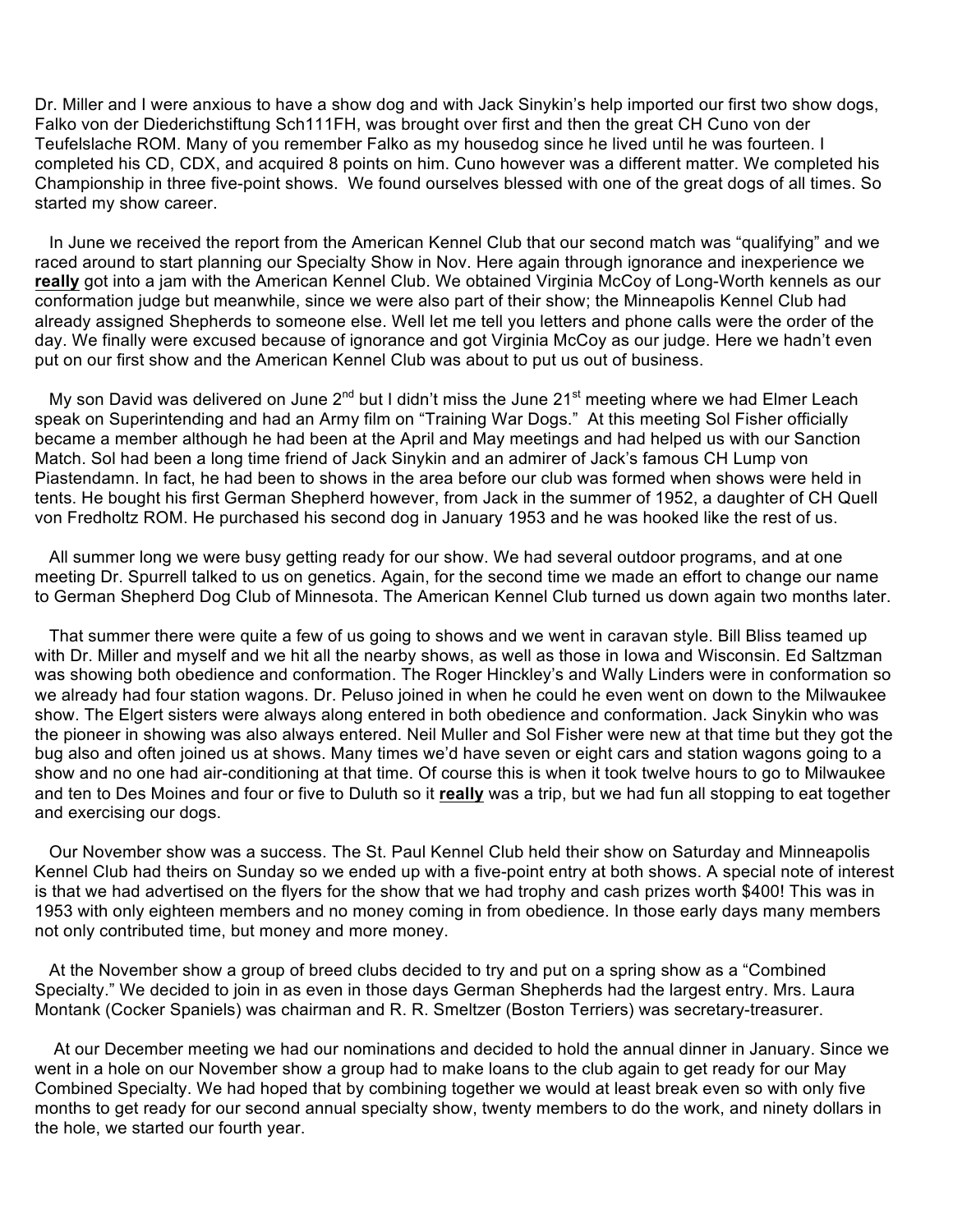Dr. Miller and I were anxious to have a show dog and with Jack Sinykin's help imported our first two show dogs, Falko von der Diederichstiftung Sch111FH, was brought over first and then the great CH Cuno von der Teufelslache ROM. Many of you remember Falko as my housedog since he lived until he was fourteen. I completed his CD, CDX, and acquired 8 points on him. Cuno however was a different matter. We completed his Championship in three five-point shows. We found ourselves blessed with one of the great dogs of all times. So started my show career.

In June we received the report from the American Kennel Club that our second match was "qualifying" and we raced around to start planning our Specialty Show in Nov. Here again through ignorance and inexperience we **really** got into a jam with the American Kennel Club. We obtained Virginia McCoy of Long-Worth kennels as our conformation judge but meanwhile, since we were also part of their show; the Minneapolis Kennel Club had already assigned Shepherds to someone else. Well let me tell you letters and phone calls were the order of the day. We finally were excused because of ignorance and got Virginia McCoy as our judge. Here we hadn't even put on our first show and the American Kennel Club was about to put us out of business.

My son David was delivered on June 2nd but I didn't miss the June 21st meeting where we had Elmer Leach speak on Superintending and had an Army film on "Training War Dogs." At this meeting Sol Fisher officially became a member although he had been at the April and May meetings and had helped us with our Sanction Match. Sol had been a long time friend of Jack Sinykin and an admirer of Jack's famous CH Lump von Piastendamn. In fact, he had been to shows in the area before our club was formed when shows were held in tents. He bought his first German Shepherd however, from Jack in the summer of 1952, a daughter of CH Quell von Fredholtz ROM. He purchased his second dog in January 1953 and he was hooked like the rest of us.

All summer long we were busy getting ready for our show. We had several outdoor programs, and at one meeting Dr. Spurrell talked to us on genetics. Again, for the second time we made an effort to change our name to German Shepherd Dog Club of Minnesota. The American Kennel Club turned us down again two months later.

That summer there were quite a few of us going to shows and we went in caravan style. Bill Bliss teamed up with Dr. Miller and myself and we hit all the nearby shows, as well as those in Iowa and Wisconsin. Ed Saltzman was showing both obedience and conformation. The Roger Hinckley's and Wally Linders were in conformation so we already had four station wagons. Dr. Peluso joined in when he could he even went on down to the Milwaukee show. The Elgert sisters were always along entered in both obedience and conformation. Jack Sinykin who was the pioneer in showing was also always entered. Neil Muller and Sol Fisher were new at that time but they got the bug also and often joined us at shows. Many times we'd have seven or eight cars and station wagons going to a show and no one had air-conditioning at that time. Of course this is when it took twelve hours to go to Milwaukee and ten to Des Moines and four or five to Duluth so it **really** was a trip, but we had fun all stopping to eat together and exercising our dogs.

Our November show was a success. The St. Paul Kennel Club held their show on Saturday and Minneapolis Kennel Club had theirs on Sunday so we ended up with a five-point entry at both shows. A special note of interest is that we had advertised on the flyers for the show that we had trophy and cash prizes worth $400! This was in 1953 with only eighteen members and no money coming in from obedience. In those early days many members not only contributed time, but money and more money.

At the November show a group of breed clubs decided to try and put on a spring show as a "Combined Specialty." We decided to join in as even in those days German Shepherds had the largest entry. Mrs. Laura Montank (Cocker Spaniels) was chairman and R. R. Smeltzer (Boston Terriers) was secretary-treasurer.

At our December meeting we had our nominations and decided to hold the annual dinner in January. Since we went in a hole on our November show a group had to make loans to the club again to get ready for our May Combined Specialty. We had hoped that by combining together we would at least break even so with only five months to get ready for our second annual specialty show, twenty members to do the work, and ninety dollars in the hole, we started our fourth year.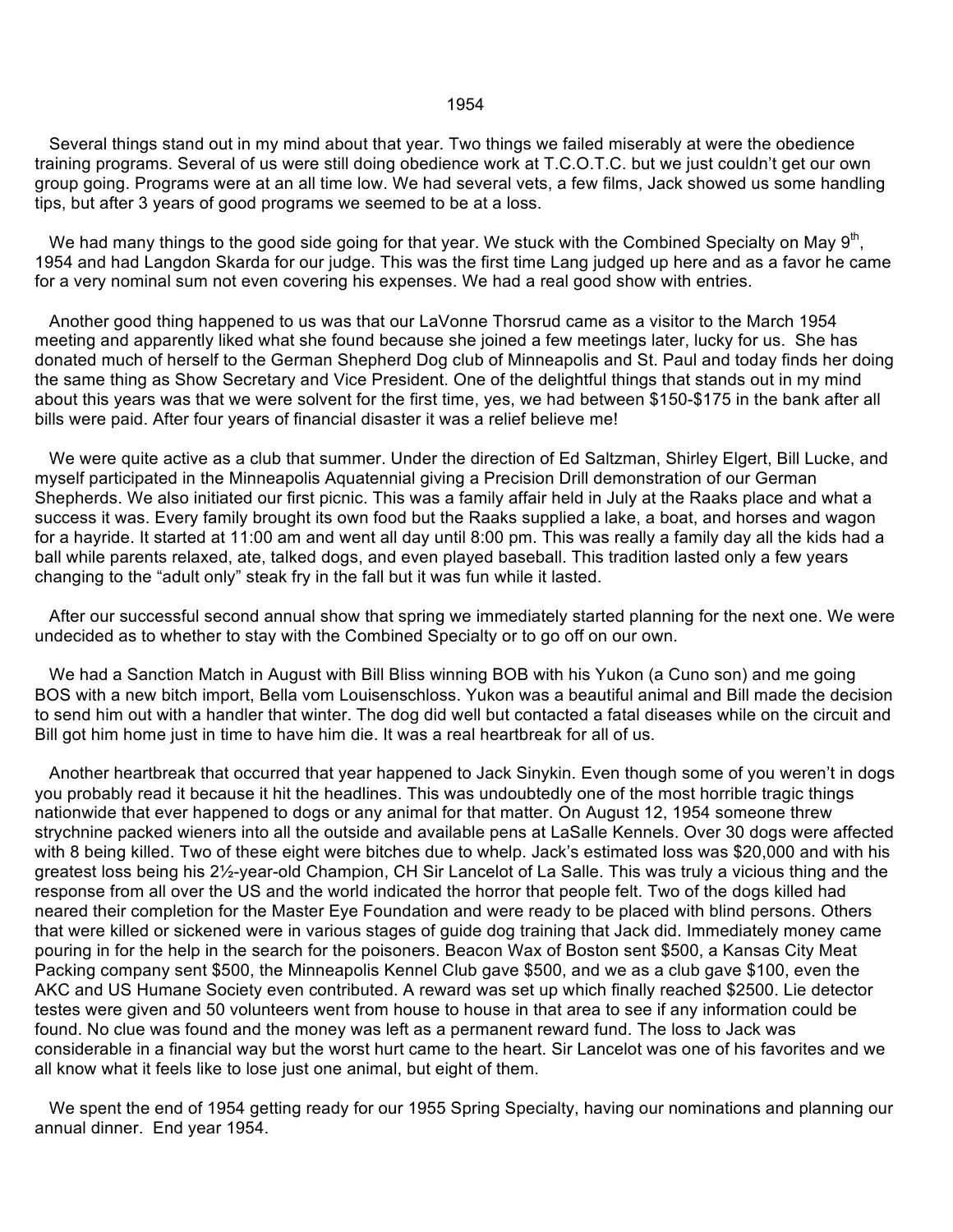# 1954

Several things stand out in my mind about that year. Two things we failed miserably at were the obedience training programs. Several of us were still doing obedience work at T.C.O.T.C. but we just couldn't get our own group going. Programs were at an all time low. We had several vets, a few films, Jack showed us some handling tips, but after 3 years of good programs we seemed to be at a loss.

We had many things to the good side going for that year. We stuck with the Combined Specialty on May 9th, 1954 and had Langdon Skarda for our judge. This was the first time Lang judged up here and as a favor he came for a very nominal sum not even covering his expenses. We had a real good show with entries.

Another good thing happened to us was that our LaVonne Thorsrud came as a visitor to the March 1954 meeting and apparently liked what she found because she joined a few meetings later, lucky for us. She has donated much of herself to the German Shepherd Dog club of Minneapolis and St. Paul and today finds her doing the same thing as Show Secretary and Vice President. One of the delightful things that stands out in my mind about this years was that we were solvent for the first time, yes, we had between $150-$175 in the bank after all bills were paid. After four years of financial disaster it was a relief believe me!

We were quite active as a club that summer. Under the direction of Ed Saltzman, Shirley Elgert, Bill Lucke, and myself participated in the Minneapolis Aquatennial giving a Precision Drill demonstration of our German Shepherds. We also initiated our first picnic. This was a family affair held in July at the Raaks place and what a success it was. Every family brought its own food but the Raaks supplied a lake, a boat, and horses and wagon for a hayride. It started at 11:00 am and went all day until 8:00 pm. This was really a family day all the kids had a ball while parents relaxed, ate, talked dogs, and even played baseball. This tradition lasted only a few years changing to the "adult only" steak fry in the fall but it was fun while it lasted.

After our successful second annual show that spring we immediately started planning for the next one. We were undecided as to whether to stay with the Combined Specialty or to go off on our own.

We had a Sanction Match in August with Bill Bliss winning BOB with his Yukon (a Cuno son) and me going BOS with a new bitch import, Bella vom Louisenschloss. Yukon was a beautiful animal and Bill made the decision to send him out with a handler that winter. The dog did well but contacted a fatal diseases while on the circuit and Bill got him home just in time to have him die. It was a real heartbreak for all of us.

Another heartbreak that occurred that year happened to Jack Sinykin. Even though some of you weren't in dogs you probably read it because it hit the headlines. This was undoubtedly one of the most horrible tragic things nationwide that ever happened to dogs or any animal for that matter. On August 12, 1954 someone threw strychnine packed wieners into all the outside and available pens at LaSalle Kennels. Over 30 dogs were affected with 8 being killed. Two of these eight were bitches due to whelp. Jack's estimated loss was $20,000 and with his greatest loss being his 2½-year-old Champion, CH Sir Lancelot of La Salle. This was truly a vicious thing and the response from all over the US and the world indicated the horror that people felt. Two of the dogs killed had neared their completion for the Master Eye Foundation and were ready to be placed with blind persons. Others that were killed or sickened were in various stages of guide dog training that Jack did. Immediately money came pouring in for the help in the search for the poisoners. Beacon Wax of Boston sent $500, a Kansas City Meat Packing company sent $500, the Minneapolis Kennel Club gave $500, and we as a club gave $100, even the AKC and US Humane Society even contributed. A reward was set up which finally reached $2500. Lie detector testes were given and 50 volunteers went from house to house in that area to see if any information could be found. No clue was found and the money was left as a permanent reward fund. The loss to Jack was considerable in a financial way but the worst hurt came to the heart. Sir Lancelot was one of his favorites and we all know what it feels like to lose just one animal, but eight of them.

We spent the end of 1954 getting ready for our 1955 Spring Specialty, having our nominations and planning our annual dinner. End year 1954.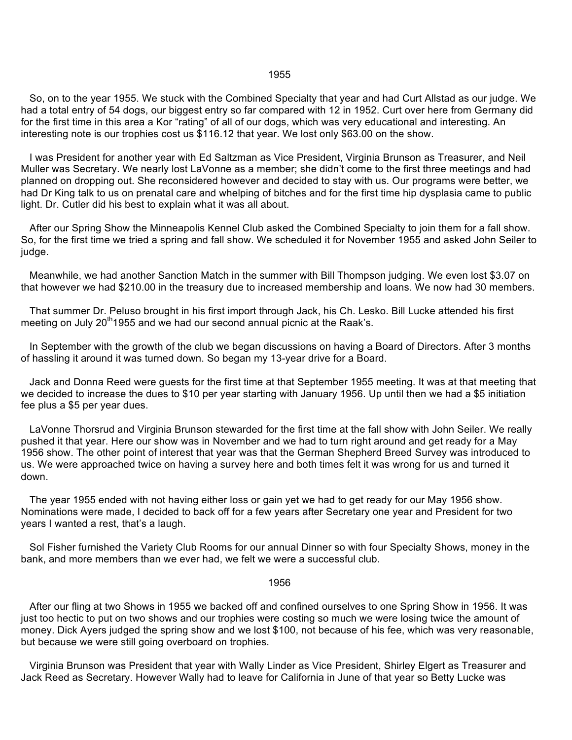## 1955

So, on to the year 1955. We stuck with the Combined Specialty that year and had Curt Allstad as our judge. We had a total entry of 54 dogs, our biggest entry so far compared with 12 in 1952. Curt over here from Germany did for the first time in this area a Kor "rating" of all of our dogs, which was very educational and interesting. An interesting note is our trophies cost us $116.12 that year. We lost only $63.00 on the show.

I was President for another year with Ed Saltzman as Vice President, Virginia Brunson as Treasurer, and Neil Muller was Secretary. We nearly lost LaVonne as a member; she didn't come to the first three meetings and had planned on dropping out. She reconsidered however and decided to stay with us. Our programs were better, we had Dr King talk to us on prenatal care and whelping of bitches and for the first time hip dysplasia came to public light. Dr. Cutler did his best to explain what it was all about.

After our Spring Show the Minneapolis Kennel Club asked the Combined Specialty to join them for a fall show. So, for the first time we tried a spring and fall show. We scheduled it for November 1955 and asked John Seiler to judge.

Meanwhile, we had another Sanction Match in the summer with Bill Thompson judging. We even lost $3.07 on that however we had $210.00 in the treasury due to increased membership and loans. We now had 30 members.

That summer Dr. Peluso brought in his first import through Jack, his Ch. Lesko. Bill Lucke attended his first meeting on July 20th 1955 and we had our second annual picnic at the Raak's.

In September with the growth of the club we began discussions on having a Board of Directors. After 3 months of hassling it around it was turned down. So began my 13-year drive for a Board.

Jack and Donna Reed were guests for the first time at that September 1955 meeting. It was at that meeting that we decided to increase the dues to $10 per year starting with January 1956. Up until then we had a $5 initiation fee plus a $5 per year dues.

LaVonne Thorsrud and Virginia Brunson stewarded for the first time at the fall show with John Seiler. We really pushed it that year. Here our show was in November and we had to turn right around and get ready for a May 1956 show. The other point of interest that year was that the German Shepherd Breed Survey was introduced to us. We were approached twice on having a survey here and both times felt it was wrong for us and turned it down.

The year 1955 ended with not having either loss or gain yet we had to get ready for our May 1956 show. Nominations were made, I decided to back off for a few years after Secretary one year and President for two years I wanted a rest, that's a laugh.

Sol Fisher furnished the Variety Club Rooms for our annual Dinner so with four Specialty Shows, money in the bank, and more members than we ever had, we felt we were a successful club.

## 1956

After our fling at two Shows in 1955 we backed off and confined ourselves to one Spring Show in 1956. It was just too hectic to put on two shows and our trophies were costing so much we were losing twice the amount of money. Dick Ayers judged the spring show and we lost $100, not because of his fee, which was very reasonable, but because we were still going overboard on trophies.

Virginia Brunson was President that year with Wally Linder as Vice President, Shirley Elgert as Treasurer and Jack Reed as Secretary. However Wally had to leave for California in June of that year so Betty Lucke was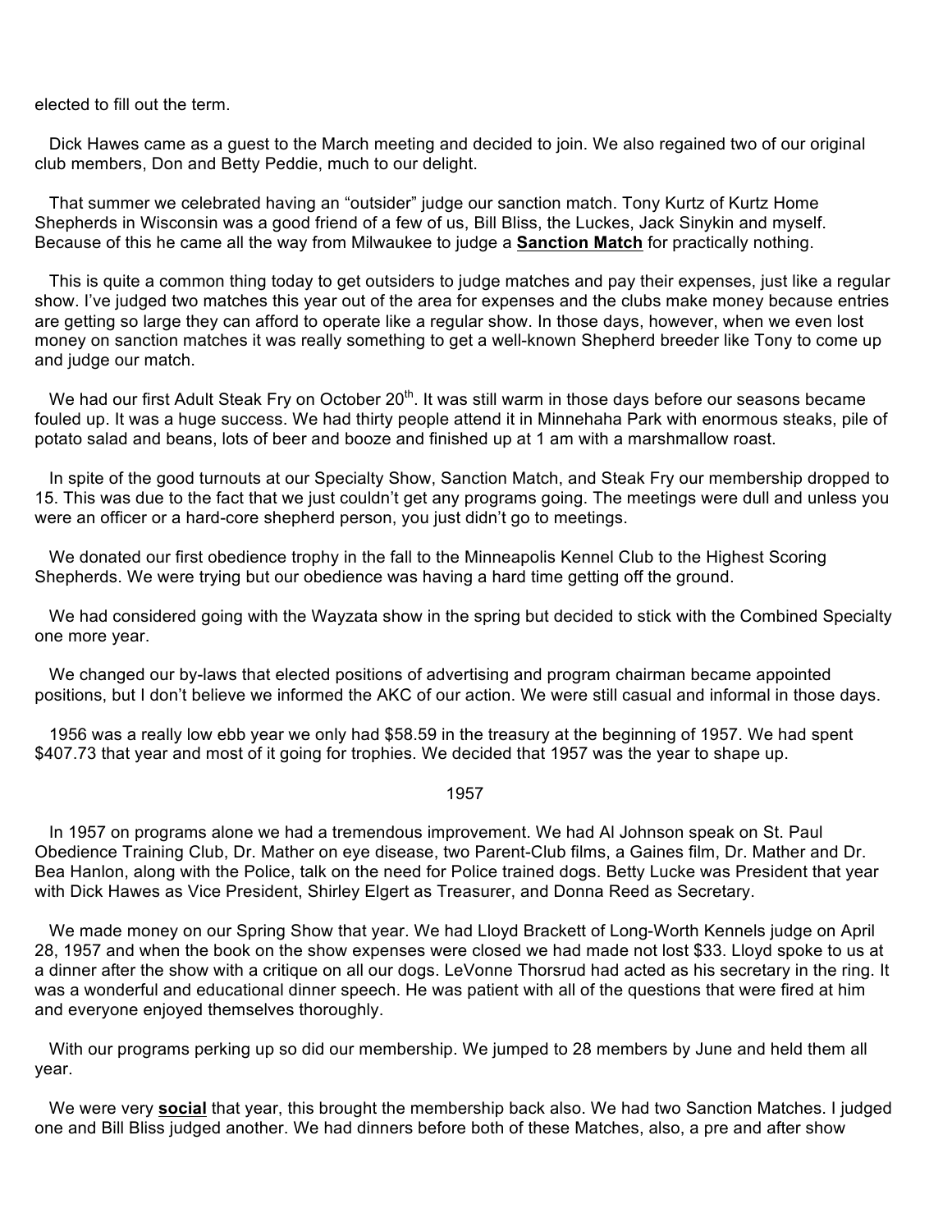elected to fill out the term.

Dick Hawes came as a guest to the March meeting and decided to join. We also regained two of our original club members, Don and Betty Peddie, much to our delight.

That summer we celebrated having an "outsider" judge our sanction match. Tony Kurtz of Kurtz Home Shepherds in Wisconsin was a good friend of a few of us, Bill Bliss, the Luckes, Jack Sinykin and myself. Because of this he came all the way from Milwaukee to judge a **Sanction Match** for practically nothing.

This is quite a common thing today to get outsiders to judge matches and pay their expenses, just like a regular show. I've judged two matches this year out of the area for expenses and the clubs make money because entries are getting so large they can afford to operate like a regular show. In those days, however, when we even lost money on sanction matches it was really something to get a well-known Shepherd breeder like Tony to come up and judge our match.

We had our first Adult Steak Fry on October 20th. It was still warm in those days before our seasons became fouled up. It was a huge success. We had thirty people attend it in Minnehaha Park with enormous steaks, pile of potato salad and beans, lots of beer and booze and finished up at 1 am with a marshmallow roast.

In spite of the good turnouts at our Specialty Show, Sanction Match, and Steak Fry our membership dropped to 15. This was due to the fact that we just couldn't get any programs going. The meetings were dull and unless you were an officer or a hard-core shepherd person, you just didn't go to meetings.

We donated our first obedience trophy in the fall to the Minneapolis Kennel Club to the Highest Scoring Shepherds. We were trying but our obedience was having a hard time getting off the ground.

We had considered going with the Wayzata show in the spring but decided to stick with the Combined Specialty one more year.

We changed our by-laws that elected positions of advertising and program chairman became appointed positions, but I don't believe we informed the AKC of our action. We were still casual and informal in those days.

1956 was a really low ebb year we only had $58.59 in the treasury at the beginning of 1957. We had spent $407.73 that year and most of it going for trophies. We decided that 1957 was the year to shape up.

## 1957

In 1957 on programs alone we had a tremendous improvement. We had Al Johnson speak on St. Paul Obedience Training Club, Dr. Mather on eye disease, two Parent-Club films, a Gaines film, Dr. Mather and Dr. Bea Hanlon, along with the Police, talk on the need for Police trained dogs. Betty Lucke was President that year with Dick Hawes as Vice President, Shirley Elgert as Treasurer, and Donna Reed as Secretary.

We made money on our Spring Show that year. We had Lloyd Brackett of Long-Worth Kennels judge on April 28, 1957 and when the book on the show expenses were closed we had made not lost $33. Lloyd spoke to us at a dinner after the show with a critique on all our dogs. LeVonne Thorsrud had acted as his secretary in the ring. It was a wonderful and educational dinner speech. He was patient with all of the questions that were fired at him and everyone enjoyed themselves thoroughly.

With our programs perking up so did our membership. We jumped to 28 members by June and held them all year.

We were very **social** that year, this brought the membership back also. We had two Sanction Matches. I judged one and Bill Bliss judged another. We had dinners before both of these Matches, also, a pre and after show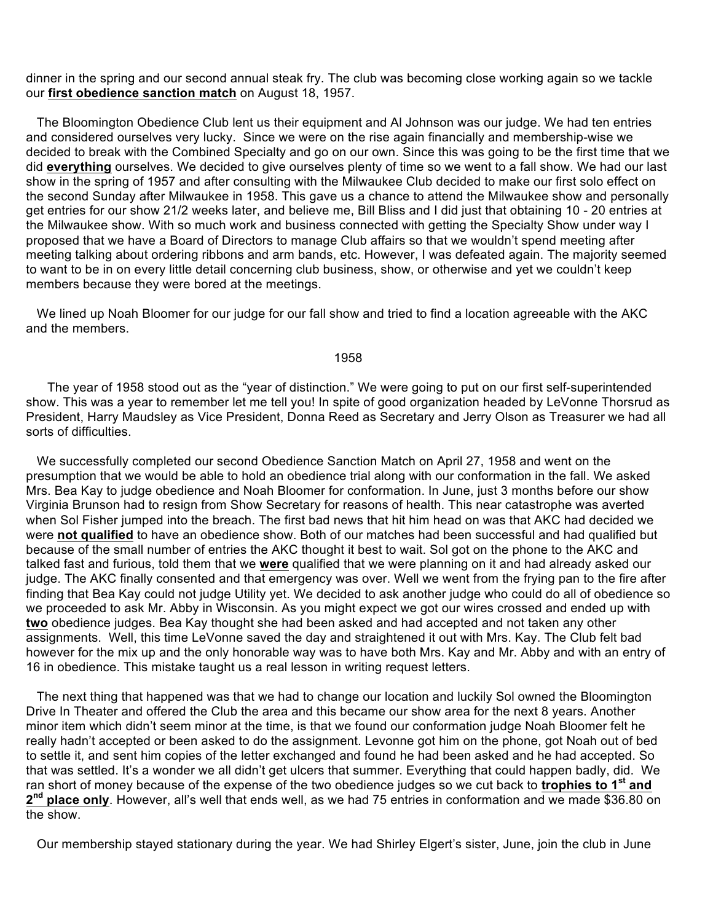dinner in the spring and our second annual steak fry. The club was becoming close working again so we tackle our **first obedience sanction match** on August 18, 1957.

The Bloomington Obedience Club lent us their equipment and Al Johnson was our judge. We had ten entries and considered ourselves very lucky. Since we were on the rise again financially and membership-wise we decided to break with the Combined Specialty and go on our own. Since this was going to be the first time that we did **everything** ourselves. We decided to give ourselves plenty of time so we went to a fall show. We had our last show in the spring of 1957 and after consulting with the Milwaukee Club decided to make our first solo effect on the second Sunday after Milwaukee in 1958. This gave us a chance to attend the Milwaukee show and personally get entries for our show 21/2 weeks later, and believe me, Bill Bliss and I did just that obtaining 10 - 20 entries at the Milwaukee show. With so much work and business connected with getting the Specialty Show under way I proposed that we have a Board of Directors to manage Club affairs so that we wouldn't spend meeting after meeting talking about ordering ribbons and arm bands, etc. However, I was defeated again. The majority seemed to want to be in on every little detail concerning club business, show, or otherwise and yet we couldn't keep members because they were bored at the meetings.

We lined up Noah Bloomer for our judge for our fall show and tried to find a location agreeable with the AKC and the members.

1958

The year of 1958 stood out as the "year of distinction." We were going to put on our first self-superintended show. This was a year to remember let me tell you! In spite of good organization headed by LeVonne Thorsrud as President, Harry Maudsley as Vice President, Donna Reed as Secretary and Jerry Olson as Treasurer we had all sorts of difficulties.

We successfully completed our second Obedience Sanction Match on April 27, 1958 and went on the presumption that we would be able to hold an obedience trial along with our conformation in the fall. We asked Mrs. Bea Kay to judge obedience and Noah Bloomer for conformation. In June, just 3 months before our show Virginia Brunson had to resign from Show Secretary for reasons of health. This near catastrophe was averted when Sol Fisher jumped into the breach. The first bad news that hit him head on was that AKC had decided we were **not qualified** to have an obedience show. Both of our matches had been successful and had qualified but because of the small number of entries the AKC thought it best to wait. Sol got on the phone to the AKC and talked fast and furious, told them that we **were** qualified that we were planning on it and had already asked our judge. The AKC finally consented and that emergency was over. Well we went from the frying pan to the fire after finding that Bea Kay could not judge Utility yet. We decided to ask another judge who could do all of obedience so we proceeded to ask Mr. Abby in Wisconsin. As you might expect we got our wires crossed and ended up with **two** obedience judges. Bea Kay thought she had been asked and had accepted and not taken any other assignments. Well, this time LeVonne saved the day and straightened it out with Mrs. Kay. The Club felt bad however for the mix up and the only honorable way was to have both Mrs. Kay and Mr. Abby and with an entry of 16 in obedience. This mistake taught us a real lesson in writing request letters.

The next thing that happened was that we had to change our location and luckily Sol owned the Bloomington Drive In Theater and offered the Club the area and this became our show area for the next 8 years. Another minor item which didn't seem minor at the time, is that we found our conformation judge Noah Bloomer felt he really hadn't accepted or been asked to do the assignment. Levonne got him on the phone, got Noah out of bed to settle it, and sent him copies of the letter exchanged and found he had been asked and he had accepted. So that was settled. It's a wonder we all didn't get ulcers that summer. Everything that could happen badly, did. We ran short of money because of the expense of the two obedience judges so we cut back to **trophies to 1st and 2nd place only**. However, all's well that ends well, as we had 75 entries in conformation and we made $36.80 on the show.

Our membership stayed stationary during the year. We had Shirley Elgert's sister, June, join the club in June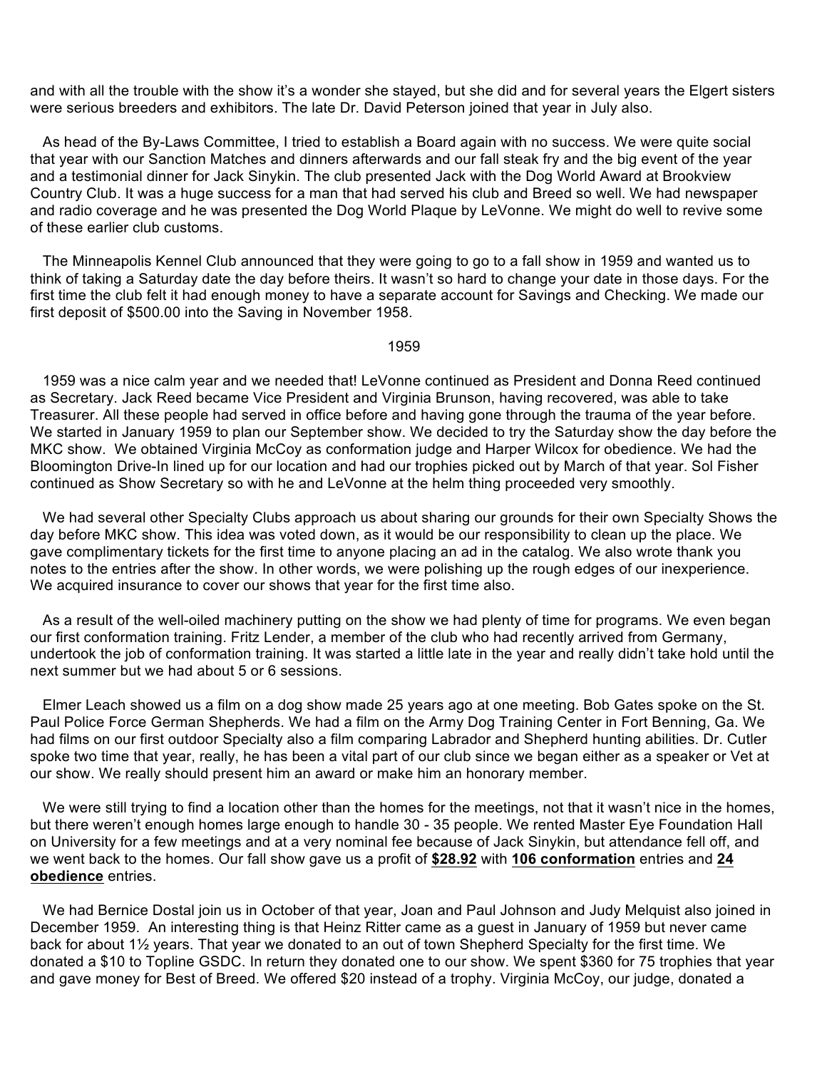and with all the trouble with the show it's a wonder she stayed, but she did and for several years the Elgert sisters were serious breeders and exhibitors. The late Dr. David Peterson joined that year in July also.

As head of the By-Laws Committee, I tried to establish a Board again with no success. We were quite social that year with our Sanction Matches and dinners afterwards and our fall steak fry and the big event of the year and a testimonial dinner for Jack Sinykin. The club presented Jack with the Dog World Award at Brookview Country Club. It was a huge success for a man that had served his club and Breed so well. We had newspaper and radio coverage and he was presented the Dog World Plaque by LeVonne. We might do well to revive some of these earlier club customs.

The Minneapolis Kennel Club announced that they were going to go to a fall show in 1959 and wanted us to think of taking a Saturday date the day before theirs. It wasn't so hard to change your date in those days. For the first time the club felt it had enough money to have a separate account for Savings and Checking. We made our first deposit of $500.00 into the Saving in November 1958.

## 1959

1959 was a nice calm year and we needed that! LeVonne continued as President and Donna Reed continued as Secretary. Jack Reed became Vice President and Virginia Brunson, having recovered, was able to take Treasurer. All these people had served in office before and having gone through the trauma of the year before. We started in January 1959 to plan our September show. We decided to try the Saturday show the day before the MKC show. We obtained Virginia McCoy as conformation judge and Harper Wilcox for obedience. We had the Bloomington Drive-In lined up for our location and had our trophies picked out by March of that year. Sol Fisher continued as Show Secretary so with he and LeVonne at the helm thing proceeded very smoothly.

We had several other Specialty Clubs approach us about sharing our grounds for their own Specialty Shows the day before MKC show. This idea was voted down, as it would be our responsibility to clean up the place. We gave complimentary tickets for the first time to anyone placing an ad in the catalog. We also wrote thank you notes to the entries after the show. In other words, we were polishing up the rough edges of our inexperience. We acquired insurance to cover our shows that year for the first time also.

As a result of the well-oiled machinery putting on the show we had plenty of time for programs. We even began our first conformation training. Fritz Lender, a member of the club who had recently arrived from Germany, undertook the job of conformation training. It was started a little late in the year and really didn't take hold until the next summer but we had about 5 or 6 sessions.

Elmer Leach showed us a film on a dog show made 25 years ago at one meeting. Bob Gates spoke on the St. Paul Police Force German Shepherds. We had a film on the Army Dog Training Center in Fort Benning, Ga. We had films on our first outdoor Specialty also a film comparing Labrador and Shepherd hunting abilities. Dr. Cutler spoke two time that year, really, he has been a vital part of our club since we began either as a speaker or Vet at our show. We really should present him an award or make him an honorary member.

We were still trying to find a location other than the homes for the meetings, not that it wasn't nice in the homes, but there weren't enough homes large enough to handle 30 - 35 people. We rented Master Eye Foundation Hall on University for a few meetings and at a very nominal fee because of Jack Sinykin, but attendance fell off, and we went back to the homes. Our fall show gave us a profit of **<u>$28.92</u>** with **<u>106 conformation</u>** entries and **<u>24 obedience</u>** entries.

We had Bernice Dostal join us in October of that year, Joan and Paul Johnson and Judy Melquist also joined in December 1959. An interesting thing is that Heinz Ritter came as a guest in January of 1959 but never came back for about 1½ years. That year we donated to an out of town Shepherd Specialty for the first time. We donated a $10 to Topline GSDC. In return they donated one to our show. We spent $360 for 75 trophies that year and gave money for Best of Breed. We offered $20 instead of a trophy. Virginia McCoy, our judge, donated a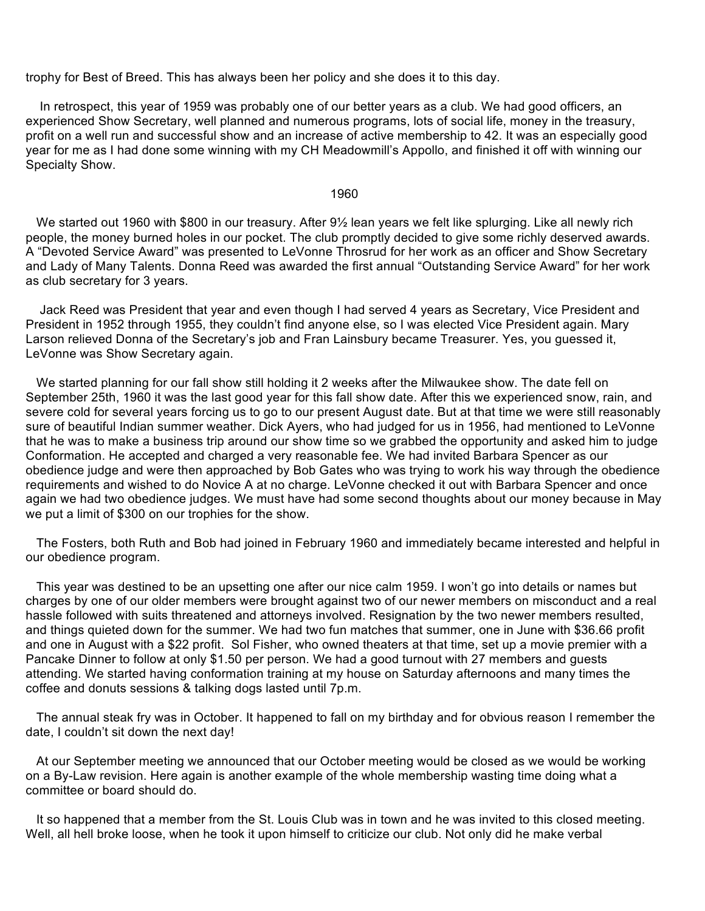trophy for Best of Breed. This has always been her policy and she does it to this day.

In retrospect, this year of 1959 was probably one of our better years as a club. We had good officers, an experienced Show Secretary, well planned and numerous programs, lots of social life, money in the treasury, profit on a well run and successful show and an increase of active membership to 42. It was an especially good year for me as I had done some winning with my CH Meadowmill's Appollo, and finished it off with winning our Specialty Show.

## 1960

We started out 1960 with $800 in our treasury. After 9½ lean years we felt like splurging. Like all newly rich people, the money burned holes in our pocket. The club promptly decided to give some richly deserved awards. A "Devoted Service Award" was presented to LeVonne Throsrud for her work as an officer and Show Secretary and Lady of Many Talents. Donna Reed was awarded the first annual "Outstanding Service Award" for her work as club secretary for 3 years.

Jack Reed was President that year and even though I had served 4 years as Secretary, Vice President and President in 1952 through 1955, they couldn't find anyone else, so I was elected Vice President again. Mary Larson relieved Donna of the Secretary's job and Fran Lainsbury became Treasurer. Yes, you guessed it, LeVonne was Show Secretary again.

We started planning for our fall show still holding it 2 weeks after the Milwaukee show. The date fell on September 25th, 1960 it was the last good year for this fall show date. After this we experienced snow, rain, and severe cold for several years forcing us to go to our present August date. But at that time we were still reasonably sure of beautiful Indian summer weather. Dick Ayers, who had judged for us in 1956, had mentioned to LeVonne that he was to make a business trip around our show time so we grabbed the opportunity and asked him to judge Conformation. He accepted and charged a very reasonable fee. We had invited Barbara Spencer as our obedience judge and were then approached by Bob Gates who was trying to work his way through the obedience requirements and wished to do Novice A at no charge. LeVonne checked it out with Barbara Spencer and once again we had two obedience judges. We must have had some second thoughts about our money because in May we put a limit of $300 on our trophies for the show.

The Fosters, both Ruth and Bob had joined in February 1960 and immediately became interested and helpful in our obedience program.

This year was destined to be an upsetting one after our nice calm 1959. I won't go into details or names but charges by one of our older members were brought against two of our newer members on misconduct and a real hassle followed with suits threatened and attorneys involved. Resignation by the two newer members resulted, and things quieted down for the summer. We had two fun matches that summer, one in June with $36.66 profit and one in August with a $22 profit. Sol Fisher, who owned theaters at that time, set up a movie premier with a Pancake Dinner to follow at only $1.50 per person. We had a good turnout with 27 members and guests attending. We started having conformation training at my house on Saturday afternoons and many times the coffee and donuts sessions & talking dogs lasted until 7p.m.

The annual steak fry was in October. It happened to fall on my birthday and for obvious reason I remember the date, I couldn't sit down the next day!

At our September meeting we announced that our October meeting would be closed as we would be working on a By-Law revision. Here again is another example of the whole membership wasting time doing what a committee or board should do.

It so happened that a member from the St. Louis Club was in town and he was invited to this closed meeting. Well, all hell broke loose, when he took it upon himself to criticize our club. Not only did he make verbal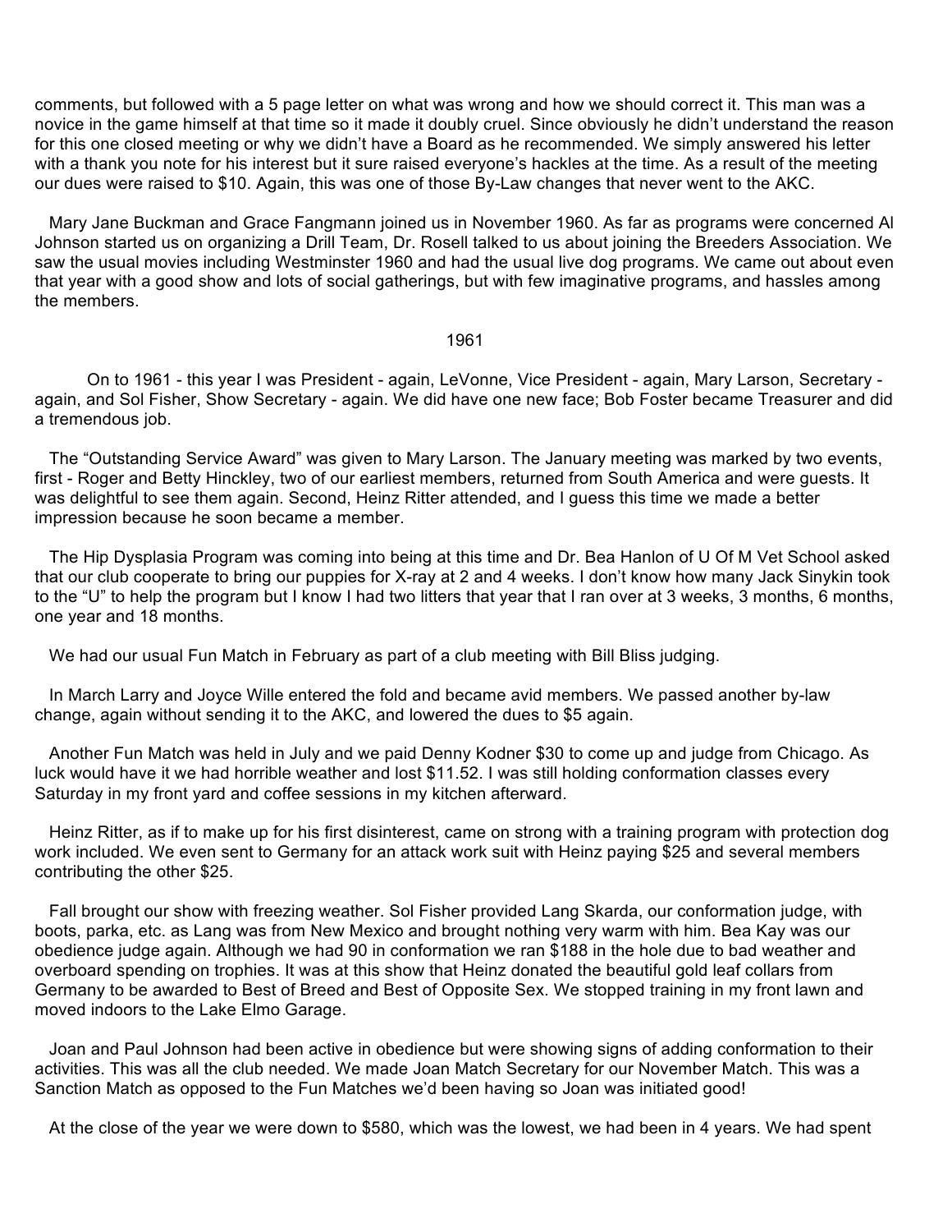comments, but followed with a 5 page letter on what was wrong and how we should correct it. This man was a novice in the game himself at that time so it made it doubly cruel. Since obviously he didn't understand the reason for this one closed meeting or why we didn't have a Board as he recommended. We simply answered his letter with a thank you note for his interest but it sure raised everyone's hackles at the time. As a result of the meeting our dues were raised to $10. Again, this was one of those By-Law changes that never went to the AKC.

Mary Jane Buckman and Grace Fangmann joined us in November 1960. As far as programs were concerned Al Johnson started us on organizing a Drill Team, Dr. Rosell talked to us about joining the Breeders Association. We saw the usual movies including Westminster 1960 and had the usual live dog programs. We came out about even that year with a good show and lots of social gatherings, but with few imaginative programs, and hassles among the members.

## 1961

On to 1961 - this year I was President - again, LeVonne, Vice President - again, Mary Larson, Secretary - again, and Sol Fisher, Show Secretary - again. We did have one new face; Bob Foster became Treasurer and did a tremendous job.

The "Outstanding Service Award" was given to Mary Larson. The January meeting was marked by two events, first - Roger and Betty Hinckley, two of our earliest members, returned from South America and were guests. It was delightful to see them again. Second, Heinz Ritter attended, and I guess this time we made a better impression because he soon became a member.

The Hip Dysplasia Program was coming into being at this time and Dr. Bea Hanlon of U Of M Vet School asked that our club cooperate to bring our puppies for X-ray at 2 and 4 weeks. I don't know how many Jack Sinykin took to the "U" to help the program but I know I had two litters that year that I ran over at 3 weeks, 3 months, 6 months, one year and 18 months.

We had our usual Fun Match in February as part of a club meeting with Bill Bliss judging.

In March Larry and Joyce Wille entered the fold and became avid members. We passed another by-law change, again without sending it to the AKC, and lowered the dues to $5 again.

Another Fun Match was held in July and we paid Denny Kodner $30 to come up and judge from Chicago. As luck would have it we had horrible weather and lost $11.52. I was still holding conformation classes every Saturday in my front yard and coffee sessions in my kitchen afterward.

Heinz Ritter, as if to make up for his first disinterest, came on strong with a training program with protection dog work included. We even sent to Germany for an attack work suit with Heinz paying $25 and several members contributing the other $25.

Fall brought our show with freezing weather. Sol Fisher provided Lang Skarda, our conformation judge, with boots, parka, etc. as Lang was from New Mexico and brought nothing very warm with him. Bea Kay was our obedience judge again. Although we had 90 in conformation we ran $188 in the hole due to bad weather and overboard spending on trophies. It was at this show that Heinz donated the beautiful gold leaf collars from Germany to be awarded to Best of Breed and Best of Opposite Sex. We stopped training in my front lawn and moved indoors to the Lake Elmo Garage.

Joan and Paul Johnson had been active in obedience but were showing signs of adding conformation to their activities. This was all the club needed. We made Joan Match Secretary for our November Match. This was a Sanction Match as opposed to the Fun Matches we'd been having so Joan was initiated good!

At the close of the year we were down to $580, which was the lowest, we had been in 4 years. We had spent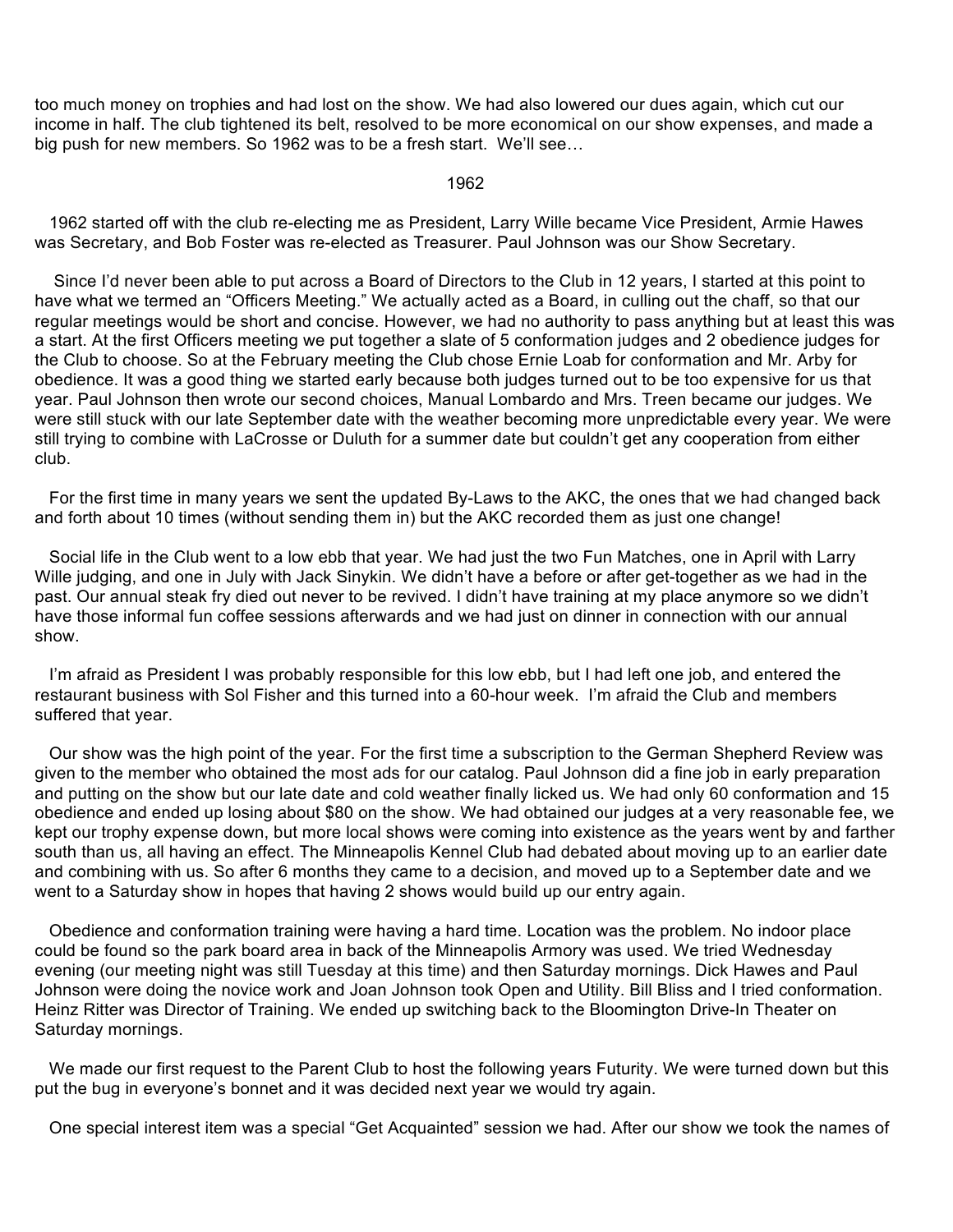too much money on trophies and had lost on the show. We had also lowered our dues again, which cut our income in half. The club tightened its belt, resolved to be more economical on our show expenses, and made a big push for new members. So 1962 was to be a fresh start. We'll see…

## 1962

1962 started off with the club re-electing me as President, Larry Wille became Vice President, Armie Hawes was Secretary, and Bob Foster was re-elected as Treasurer. Paul Johnson was our Show Secretary.

Since I'd never been able to put across a Board of Directors to the Club in 12 years, I started at this point to have what we termed an "Officers Meeting." We actually acted as a Board, in culling out the chaff, so that our regular meetings would be short and concise. However, we had no authority to pass anything but at least this was a start. At the first Officers meeting we put together a slate of 5 conformation judges and 2 obedience judges for the Club to choose. So at the February meeting the Club chose Ernie Loab for conformation and Mr. Arby for obedience. It was a good thing we started early because both judges turned out to be too expensive for us that year. Paul Johnson then wrote our second choices, Manual Lombardo and Mrs. Treen became our judges. We were still stuck with our late September date with the weather becoming more unpredictable every year. We were still trying to combine with LaCrosse or Duluth for a summer date but couldn't get any cooperation from either club.

For the first time in many years we sent the updated By-Laws to the AKC, the ones that we had changed back and forth about 10 times (without sending them in) but the AKC recorded them as just one change!

Social life in the Club went to a low ebb that year. We had just the two Fun Matches, one in April with Larry Wille judging, and one in July with Jack Sinykin. We didn't have a before or after get-together as we had in the past. Our annual steak fry died out never to be revived. I didn't have training at my place anymore so we didn't have those informal fun coffee sessions afterwards and we had just on dinner in connection with our annual show.

I'm afraid as President I was probably responsible for this low ebb, but I had left one job, and entered the restaurant business with Sol Fisher and this turned into a 60-hour week. I'm afraid the Club and members suffered that year.

Our show was the high point of the year. For the first time a subscription to the German Shepherd Review was given to the member who obtained the most ads for our catalog. Paul Johnson did a fine job in early preparation and putting on the show but our late date and cold weather finally licked us. We had only 60 conformation and 15 obedience and ended up losing about $80 on the show. We had obtained our judges at a very reasonable fee, we kept our trophy expense down, but more local shows were coming into existence as the years went by and farther south than us, all having an effect. The Minneapolis Kennel Club had debated about moving up to an earlier date and combining with us. So after 6 months they came to a decision, and moved up to a September date and we went to a Saturday show in hopes that having 2 shows would build up our entry again.

Obedience and conformation training were having a hard time. Location was the problem. No indoor place could be found so the park board area in back of the Minneapolis Armory was used. We tried Wednesday evening (our meeting night was still Tuesday at this time) and then Saturday mornings. Dick Hawes and Paul Johnson were doing the novice work and Joan Johnson took Open and Utility. Bill Bliss and I tried conformation. Heinz Ritter was Director of Training. We ended up switching back to the Bloomington Drive-In Theater on Saturday mornings.

We made our first request to the Parent Club to host the following years Futurity. We were turned down but this put the bug in everyone's bonnet and it was decided next year we would try again.

One special interest item was a special "Get Acquainted" session we had. After our show we took the names of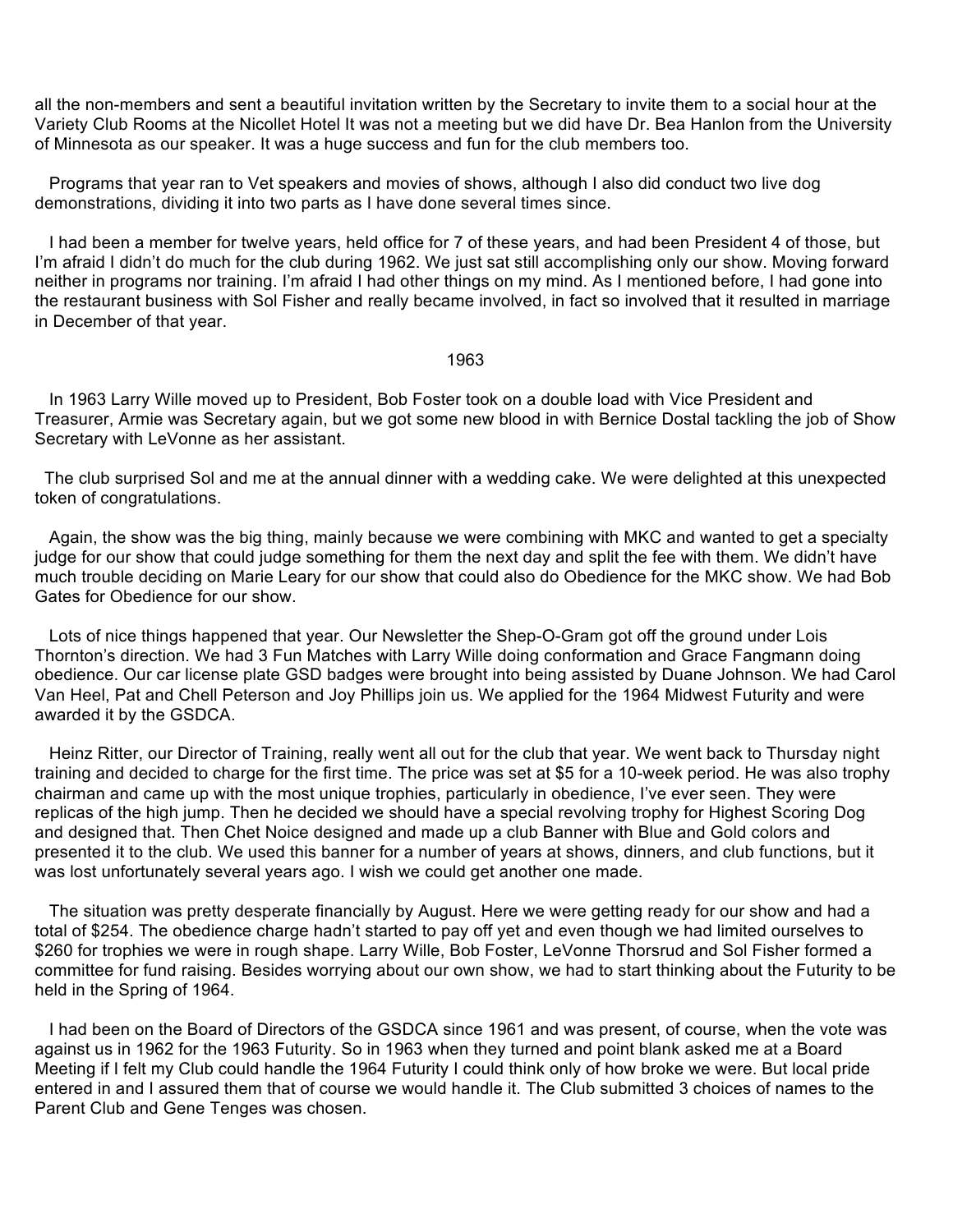all the non-members and sent a beautiful invitation written by the Secretary to invite them to a social hour at the Variety Club Rooms at the Nicollet Hotel It was not a meeting but we did have Dr. Bea Hanlon from the University of Minnesota as our speaker. It was a huge success and fun for the club members too.

Programs that year ran to Vet speakers and movies of shows, although I also did conduct two live dog demonstrations, dividing it into two parts as I have done several times since.

I had been a member for twelve years, held office for 7 of these years, and had been President 4 of those, but I'm afraid I didn't do much for the club during 1962. We just sat still accomplishing only our show. Moving forward neither in programs nor training. I'm afraid I had other things on my mind. As I mentioned before, I had gone into the restaurant business with Sol Fisher and really became involved, in fact so involved that it resulted in marriage in December of that year.

## 1963

In 1963 Larry Wille moved up to President, Bob Foster took on a double load with Vice President and Treasurer, Armie was Secretary again, but we got some new blood in with Bernice Dostal tackling the job of Show Secretary with LeVonne as her assistant.

The club surprised Sol and me at the annual dinner with a wedding cake. We were delighted at this unexpected token of congratulations.

Again, the show was the big thing, mainly because we were combining with MKC and wanted to get a specialty judge for our show that could judge something for them the next day and split the fee with them. We didn't have much trouble deciding on Marie Leary for our show that could also do Obedience for the MKC show. We had Bob Gates for Obedience for our show.

Lots of nice things happened that year. Our Newsletter the Shep-O-Gram got off the ground under Lois Thornton's direction. We had 3 Fun Matches with Larry Wille doing conformation and Grace Fangmann doing obedience. Our car license plate GSD badges were brought into being assisted by Duane Johnson. We had Carol Van Heel, Pat and Chell Peterson and Joy Phillips join us. We applied for the 1964 Midwest Futurity and were awarded it by the GSDCA.

Heinz Ritter, our Director of Training, really went all out for the club that year. We went back to Thursday night training and decided to charge for the first time. The price was set at $5 for a 10-week period. He was also trophy chairman and came up with the most unique trophies, particularly in obedience, I've ever seen. They were replicas of the high jump. Then he decided we should have a special revolving trophy for Highest Scoring Dog and designed that. Then Chet Noice designed and made up a club Banner with Blue and Gold colors and presented it to the club. We used this banner for a number of years at shows, dinners, and club functions, but it was lost unfortunately several years ago. I wish we could get another one made.

The situation was pretty desperate financially by August. Here we were getting ready for our show and had a total of $254. The obedience charge hadn't started to pay off yet and even though we had limited ourselves to $260 for trophies we were in rough shape. Larry Wille, Bob Foster, LeVonne Thorsrud and Sol Fisher formed a committee for fund raising. Besides worrying about our own show, we had to start thinking about the Futurity to be held in the Spring of 1964.

I had been on the Board of Directors of the GSDCA since 1961 and was present, of course, when the vote was against us in 1962 for the 1963 Futurity. So in 1963 when they turned and point blank asked me at a Board Meeting if I felt my Club could handle the 1964 Futurity I could think only of how broke we were. But local pride entered in and I assured them that of course we would handle it. The Club submitted 3 choices of names to the Parent Club and Gene Tenges was chosen.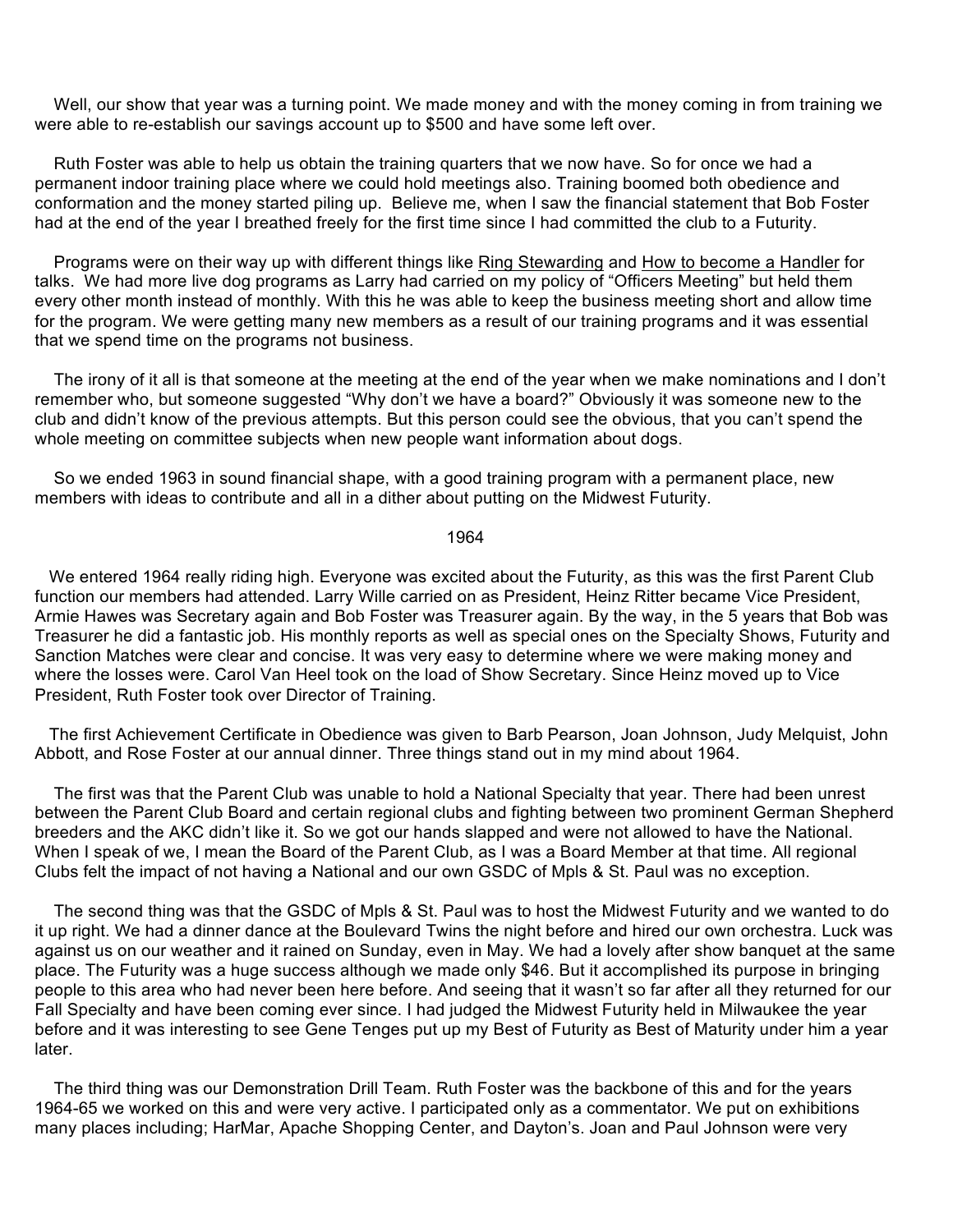Well, our show that year was a turning point. We made money and with the money coming in from training we were able to re-establish our savings account up to $500 and have some left over.

Ruth Foster was able to help us obtain the training quarters that we now have. So for once we had a permanent indoor training place where we could hold meetings also. Training boomed both obedience and conformation and the money started piling up. Believe me, when I saw the financial statement that Bob Foster had at the end of the year I breathed freely for the first time since I had committed the club to a Futurity.

Programs were on their way up with different things like Ring Stewarding and How to become a Handler for talks. We had more live dog programs as Larry had carried on my policy of "Officers Meeting" but held them every other month instead of monthly. With this he was able to keep the business meeting short and allow time for the program. We were getting many new members as a result of our training programs and it was essential that we spend time on the programs not business.

The irony of it all is that someone at the meeting at the end of the year when we make nominations and I don't remember who, but someone suggested "Why don't we have a board?" Obviously it was someone new to the club and didn't know of the previous attempts. But this person could see the obvious, that you can't spend the whole meeting on committee subjects when new people want information about dogs.

So we ended 1963 in sound financial shape, with a good training program with a permanent place, new members with ideas to contribute and all in a dither about putting on the Midwest Futurity.

## 1964

We entered 1964 really riding high. Everyone was excited about the Futurity, as this was the first Parent Club function our members had attended. Larry Wille carried on as President, Heinz Ritter became Vice President, Armie Hawes was Secretary again and Bob Foster was Treasurer again. By the way, in the 5 years that Bob was Treasurer he did a fantastic job. His monthly reports as well as special ones on the Specialty Shows, Futurity and Sanction Matches were clear and concise. It was very easy to determine where we were making money and where the losses were. Carol Van Heel took on the load of Show Secretary. Since Heinz moved up to Vice President, Ruth Foster took over Director of Training.

The first Achievement Certificate in Obedience was given to Barb Pearson, Joan Johnson, Judy Melquist, John Abbott, and Rose Foster at our annual dinner. Three things stand out in my mind about 1964.

The first was that the Parent Club was unable to hold a National Specialty that year. There had been unrest between the Parent Club Board and certain regional clubs and fighting between two prominent German Shepherd breeders and the AKC didn't like it. So we got our hands slapped and were not allowed to have the National. When I speak of we, I mean the Board of the Parent Club, as I was a Board Member at that time. All regional Clubs felt the impact of not having a National and our own GSDC of Mpls & St. Paul was no exception.

The second thing was that the GSDC of Mpls & St. Paul was to host the Midwest Futurity and we wanted to do it up right. We had a dinner dance at the Boulevard Twins the night before and hired our own orchestra. Luck was against us on our weather and it rained on Sunday, even in May. We had a lovely after show banquet at the same place. The Futurity was a huge success although we made only $46. But it accomplished its purpose in bringing people to this area who had never been here before. And seeing that it wasn't so far after all they returned for our Fall Specialty and have been coming ever since. I had judged the Midwest Futurity held in Milwaukee the year before and it was interesting to see Gene Tenges put up my Best of Futurity as Best of Maturity under him a year later.

The third thing was our Demonstration Drill Team. Ruth Foster was the backbone of this and for the years 1964-65 we worked on this and were very active. I participated only as a commentator. We put on exhibitions many places including; HarMar, Apache Shopping Center, and Dayton's. Joan and Paul Johnson were very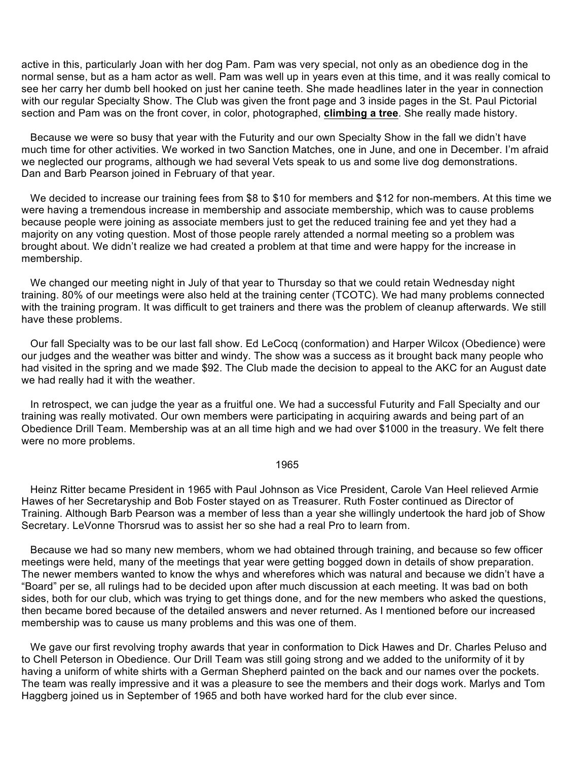active in this, particularly Joan with her dog Pam. Pam was very special, not only as an obedience dog in the normal sense, but as a ham actor as well. Pam was well up in years even at this time, and it was really comical to see her carry her dumb bell hooked on just her canine teeth. She made headlines later in the year in connection with our regular Specialty Show. The Club was given the front page and 3 inside pages in the St. Paul Pictorial section and Pam was on the front cover, in color, photographed, **climbing a tree**. She really made history.

Because we were so busy that year with the Futurity and our own Specialty Show in the fall we didn't have much time for other activities. We worked in two Sanction Matches, one in June, and one in December. I'm afraid we neglected our programs, although we had several Vets speak to us and some live dog demonstrations. Dan and Barb Pearson joined in February of that year.

We decided to increase our training fees from $8 to $10 for members and $12 for non-members. At this time we were having a tremendous increase in membership and associate membership, which was to cause problems because people were joining as associate members just to get the reduced training fee and yet they had a majority on any voting question. Most of those people rarely attended a normal meeting so a problem was brought about. We didn't realize we had created a problem at that time and were happy for the increase in membership.

We changed our meeting night in July of that year to Thursday so that we could retain Wednesday night training. 80% of our meetings were also held at the training center (TCOTC). We had many problems connected with the training program. It was difficult to get trainers and there was the problem of cleanup afterwards. We still have these problems.

Our fall Specialty was to be our last fall show. Ed LeCocq (conformation) and Harper Wilcox (Obedience) were our judges and the weather was bitter and windy. The show was a success as it brought back many people who had visited in the spring and we made $92. The Club made the decision to appeal to the AKC for an August date we had really had it with the weather.

In retrospect, we can judge the year as a fruitful one. We had a successful Futurity and Fall Specialty and our training was really motivated. Our own members were participating in acquiring awards and being part of an Obedience Drill Team. Membership was at an all time high and we had over $1000 in the treasury. We felt there were no more problems.

## 1965

Heinz Ritter became President in 1965 with Paul Johnson as Vice President, Carole Van Heel relieved Armie Hawes of her Secretaryship and Bob Foster stayed on as Treasurer. Ruth Foster continued as Director of Training. Although Barb Pearson was a member of less than a year she willingly undertook the hard job of Show Secretary. LeVonne Thorsrud was to assist her so she had a real Pro to learn from.

Because we had so many new members, whom we had obtained through training, and because so few officer meetings were held, many of the meetings that year were getting bogged down in details of show preparation. The newer members wanted to know the whys and wherefores which was natural and because we didn't have a "Board" per se, all rulings had to be decided upon after much discussion at each meeting. It was bad on both sides, both for our club, which was trying to get things done, and for the new members who asked the questions, then became bored because of the detailed answers and never returned. As I mentioned before our increased membership was to cause us many problems and this was one of them.

We gave our first revolving trophy awards that year in conformation to Dick Hawes and Dr. Charles Peluso and to Chell Peterson in Obedience. Our Drill Team was still going strong and we added to the uniformity of it by having a uniform of white shirts with a German Shepherd painted on the back and our names over the pockets. The team was really impressive and it was a pleasure to see the members and their dogs work. Marlys and Tom Haggberg joined us in September of 1965 and both have worked hard for the club ever since.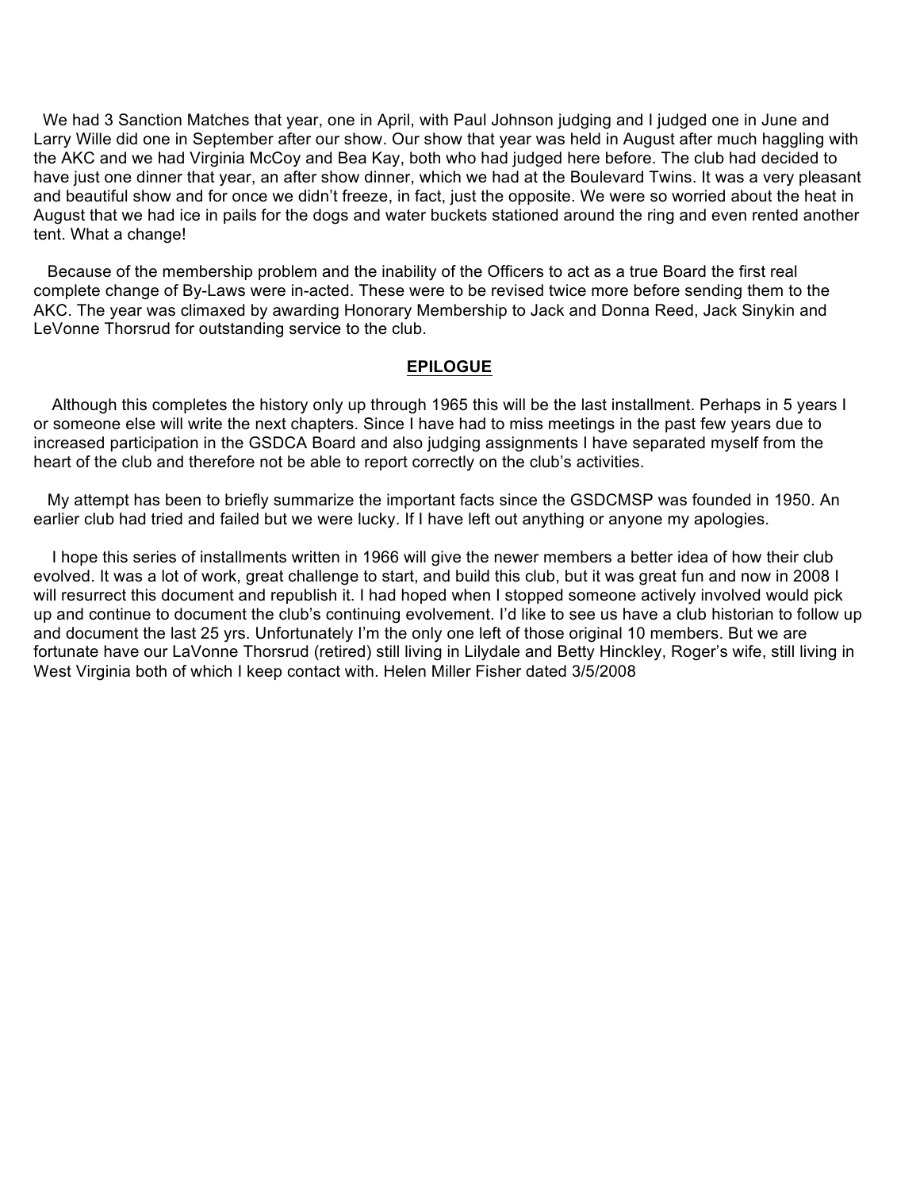We had 3 Sanction Matches that year, one in April, with Paul Johnson judging and I judged one in June and Larry Wille did one in September after our show. Our show that year was held in August after much haggling with the AKC and we had Virginia McCoy and Bea Kay, both who had judged here before. The club had decided to have just one dinner that year, an after show dinner, which we had at the Boulevard Twins. It was a very pleasant and beautiful show and for once we didn't freeze, in fact, just the opposite. We were so worried about the heat in August that we had ice in pails for the dogs and water buckets stationed around the ring and even rented another tent. What a change!

Because of the membership problem and the inability of the Officers to act as a true Board the first real complete change of By-Laws were in-acted. These were to be revised twice more before sending them to the AKC. The year was climaxed by awarding Honorary Membership to Jack and Donna Reed, Jack Sinykin and LeVonne Thorsrud for outstanding service to the club.

## EPILOGUE

Although this completes the history only up through 1965 this will be the last installment. Perhaps in 5 years I or someone else will write the next chapters. Since I have had to miss meetings in the past few years due to increased participation in the GSDCA Board and also judging assignments I have separated myself from the heart of the club and therefore not be able to report correctly on the club's activities.

My attempt has been to briefly summarize the important facts since the GSDCMSP was founded in 1950. An earlier club had tried and failed but we were lucky. If I have left out anything or anyone my apologies.

I hope this series of installments written in 1966 will give the newer members a better idea of how their club evolved. It was a lot of work, great challenge to start, and build this club, but it was great fun and now in 2008 I will resurrect this document and republish it. I had hoped when I stopped someone actively involved would pick up and continue to document the club's continuing evolvement. I'd like to see us have a club historian to follow up and document the last 25 yrs. Unfortunately I'm the only one left of those original 10 members. But we are fortunate have our LaVonne Thorsrud (retired) still living in Lilydale and Betty Hinckley, Roger's wife, still living in West Virginia both of which I keep contact with. Helen Miller Fisher dated 3/5/2008